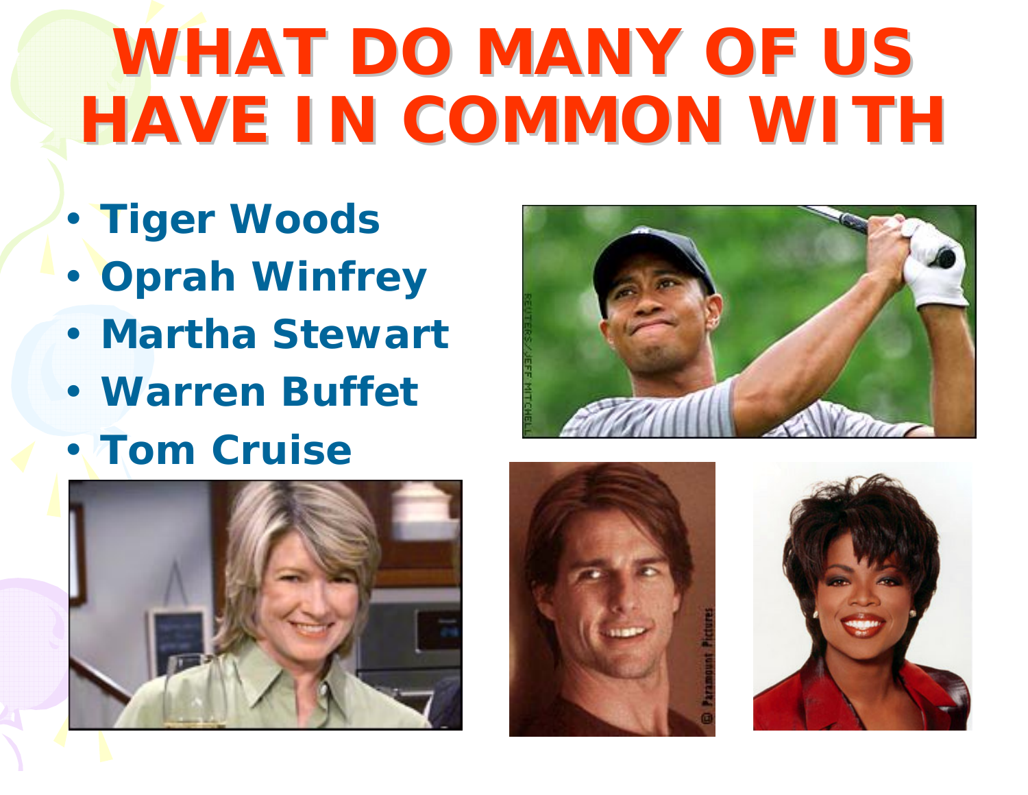# WHAT DO MANY OF US HAVE IN COMMON WITH

- **Tiger Woods**
- **Oprah Winfrey**
- **Martha Stewart**
- **Warren Buffet**
- **Tom Cruise**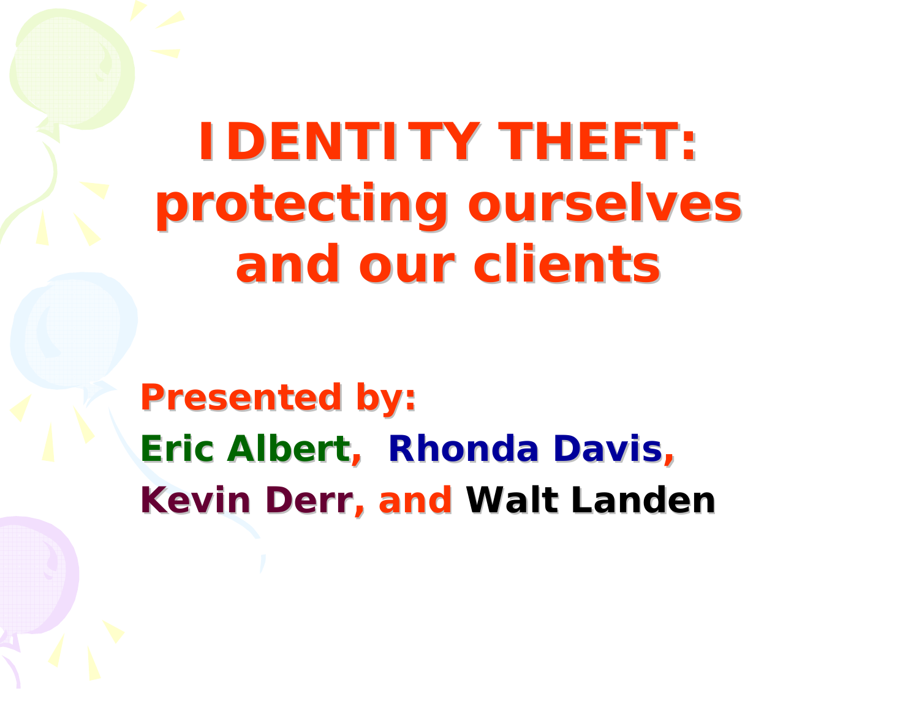# IDENTITY THEFT: protecting ourselves and our clients

**Presented by:**

**Eric Albert, Rhonda Davis, Kevin Derr, and Walt Landen**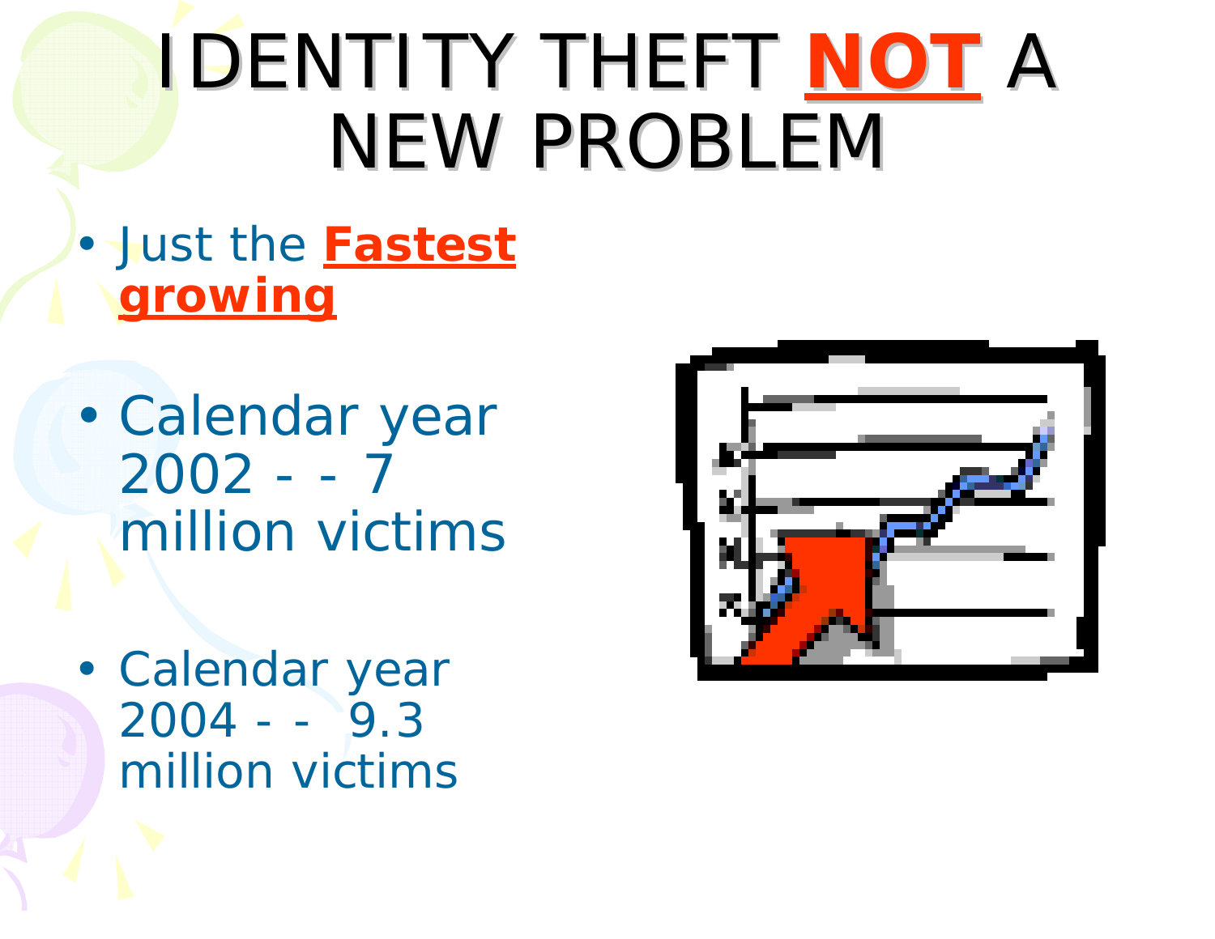# IDENTITY THEFT **NOT** A NEW PROBLEM

- Just the **Fastest growing**
- Calendar year 2002 - - 7 million victims
- Calendar year 2004 - - 9.3 million victims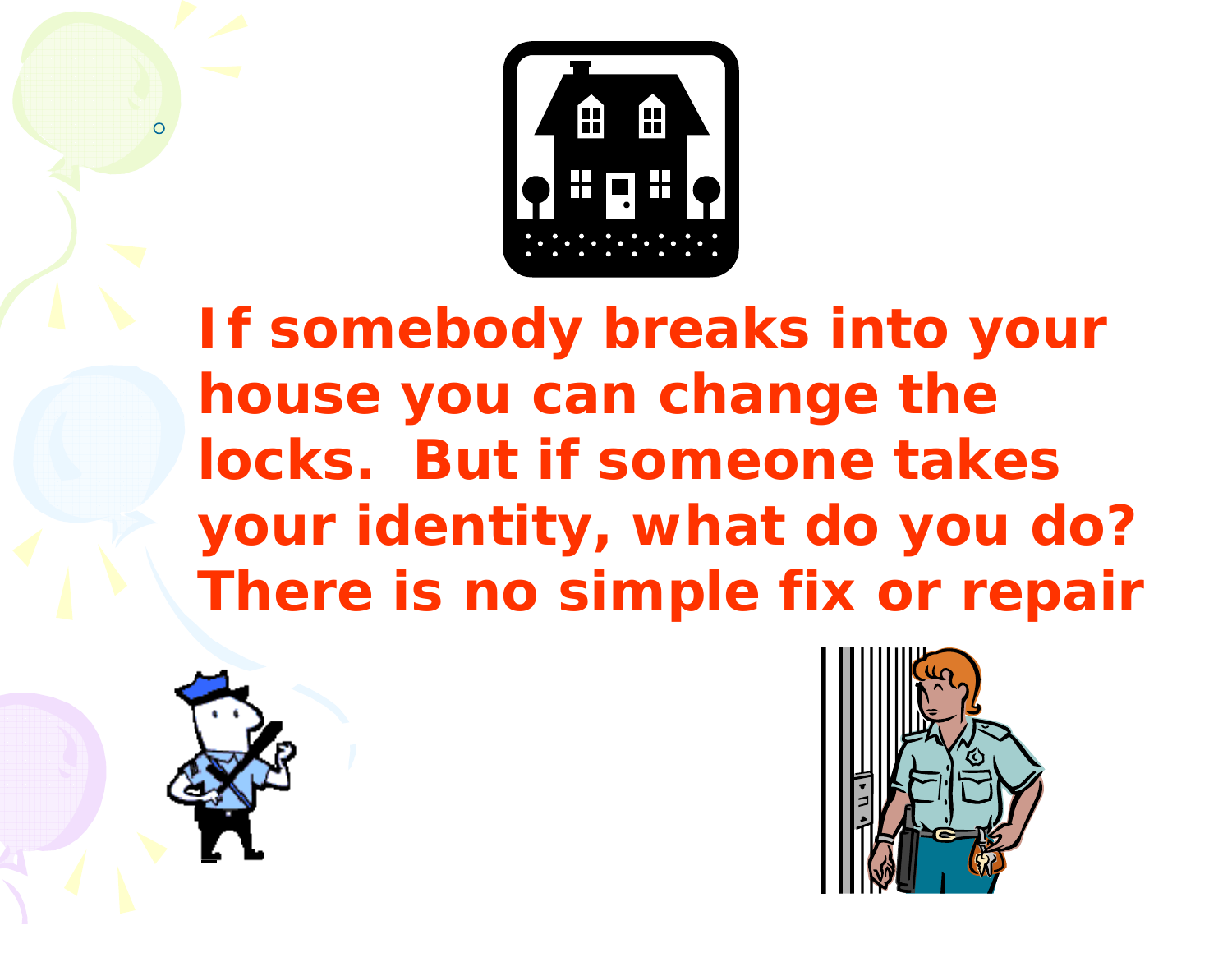**If somebody breaks into your house you can change the locks. But if someone takes your identity, what do you do? There is no simple fix or repair**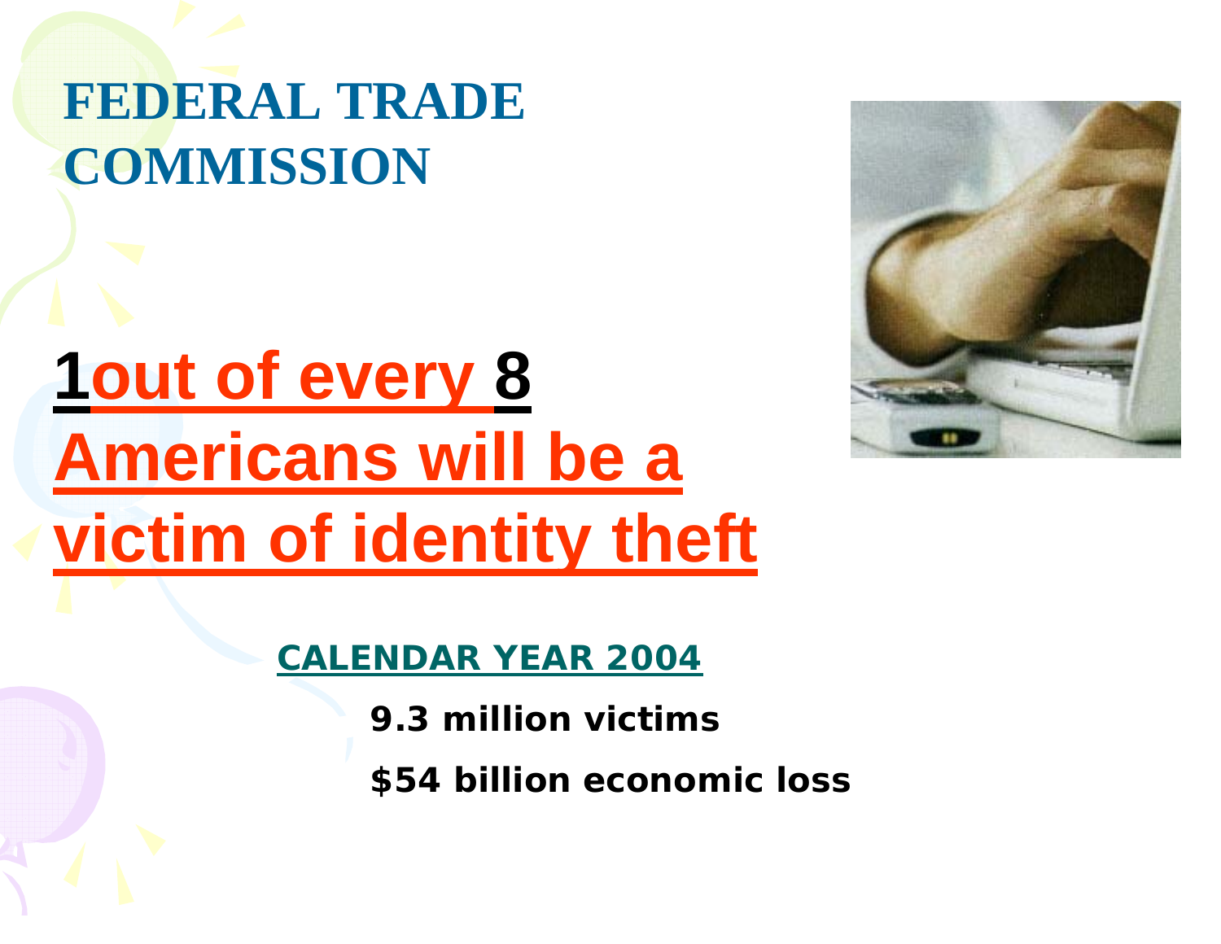# FEDERAL TRADE COMMISSION

## 1out of every 8 Americans will be a victim of identity theft

**CALENDAR YEAR 2004**

**9.3 million victims**

**$54 billion economic loss**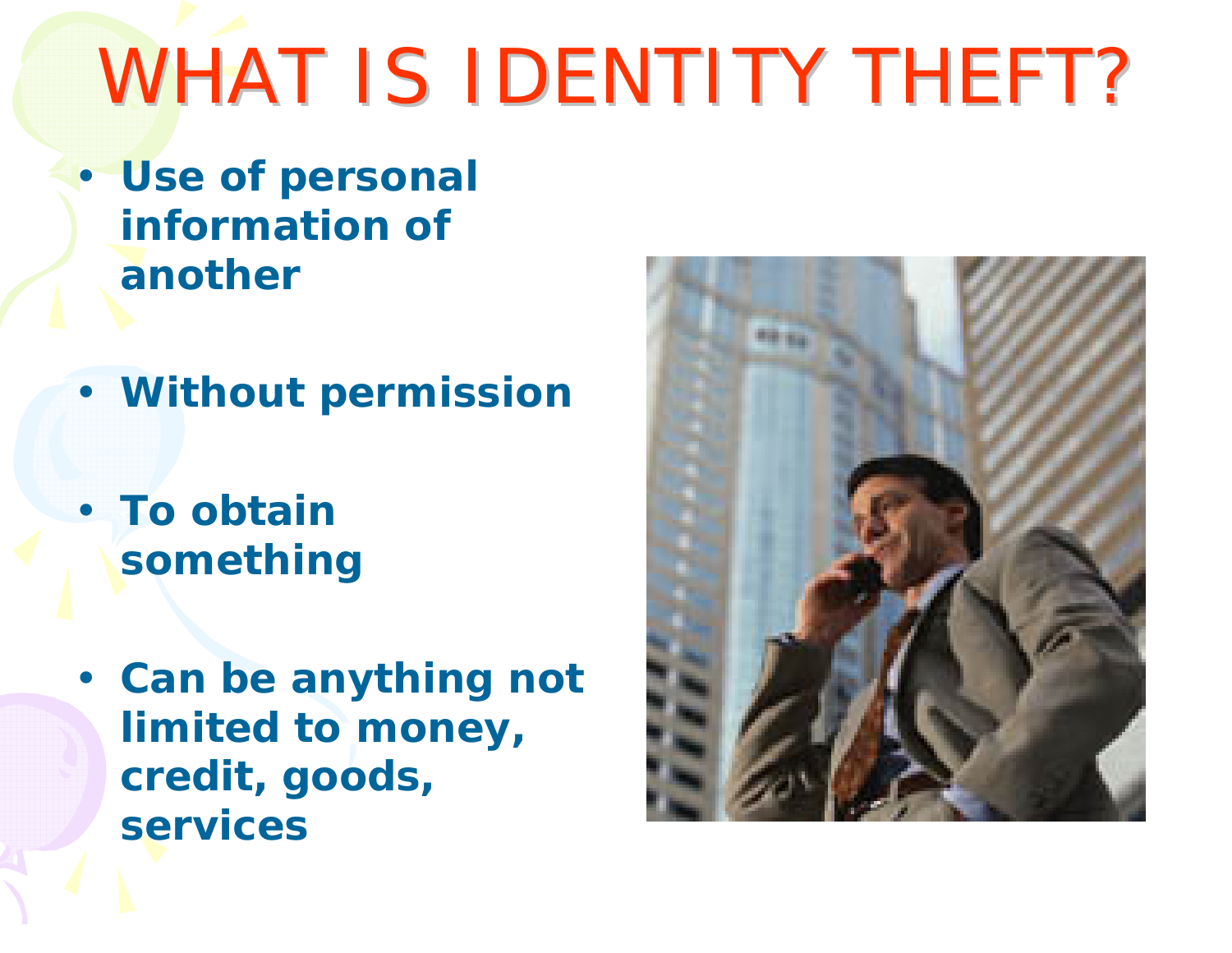# WHAT IS IDENTITY THEFT?

- **Use of personal information of another**
- **Without permission**
- **To obtain something**
- **Can be anything not limited to money, credit, goods, services**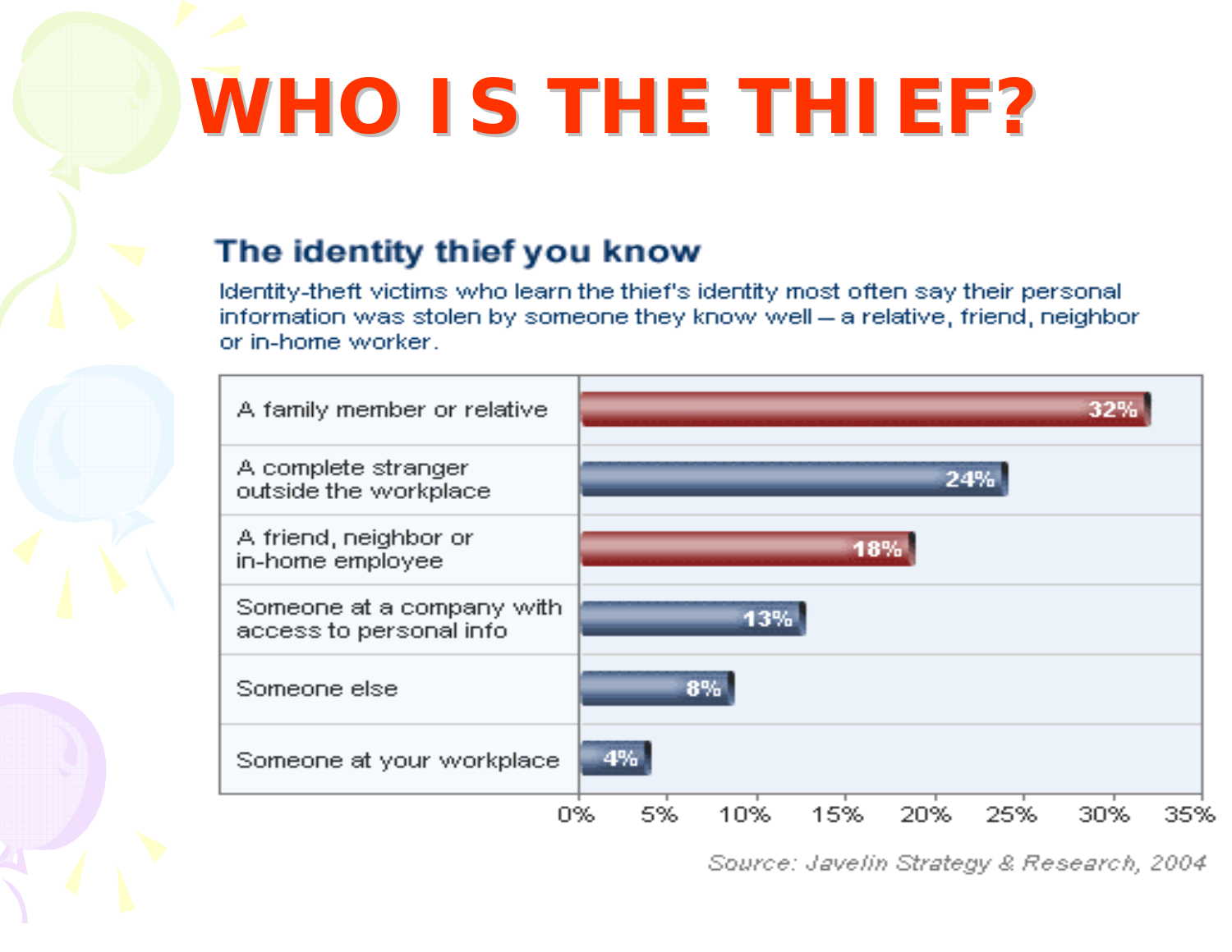# WHO IS THE THIEF?

## The identity thief you know

Identity-theft victims who learn the thief's identity most often say their personal information was stolen by someone they know well – a relative, friend, neighbor or in-home worker.

| Thief | Percentage |
|---|---|
| A family member or relative | 32% |
| A complete stranger outside the workplace | 24% |
| A friend, neighbor or in-home employee | 18% |
| Someone at a company with access to personal info | 13% |
| Someone else | 8% |
| Someone at your workplace | 4% |

*Source: Javelin Strategy & Research, 2004*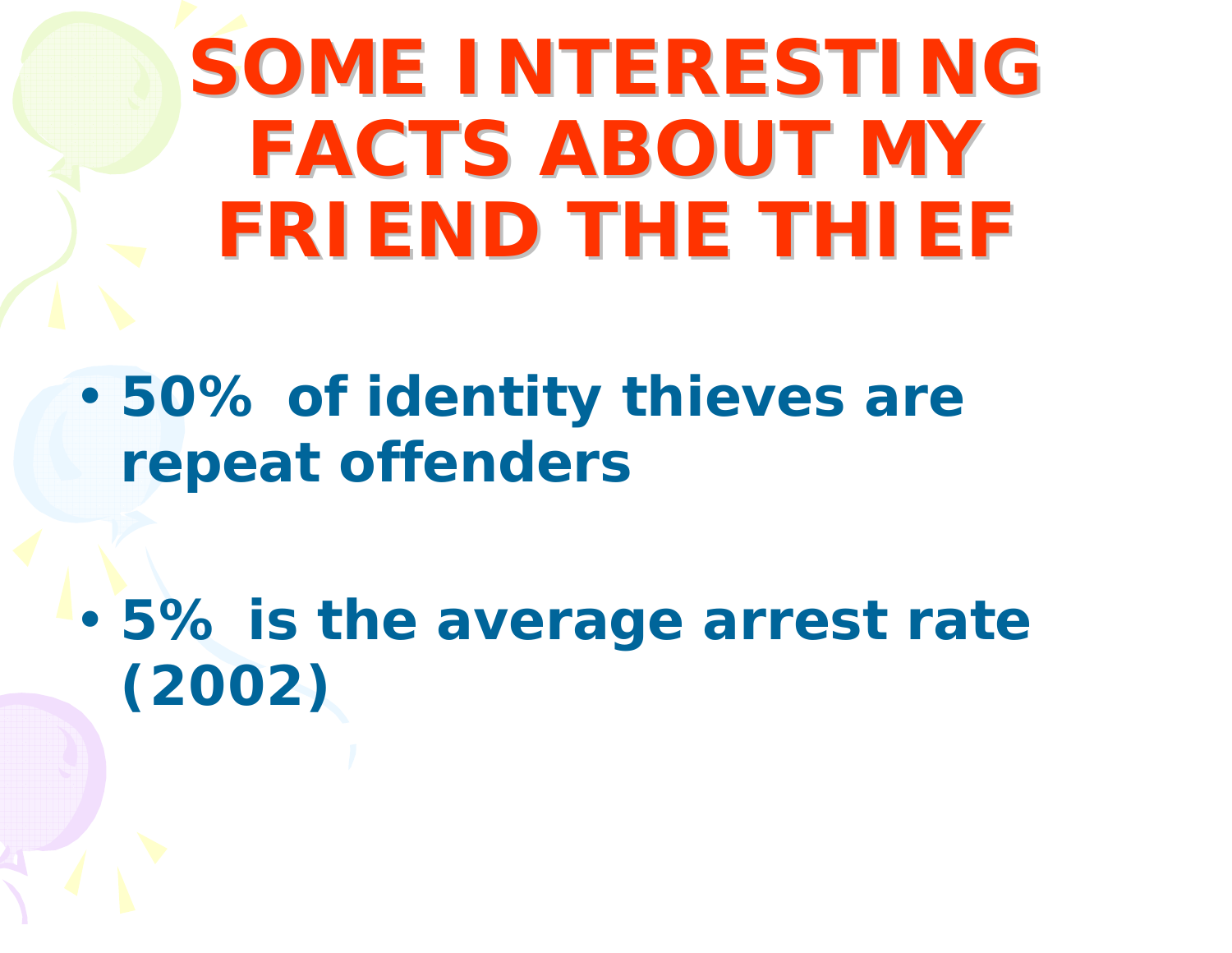# SOME INTERESTING FACTS ABOUT MY FRIEND THE THIEF

- 50% of identity thieves are repeat offenders
- 5% is the average arrest rate (2002)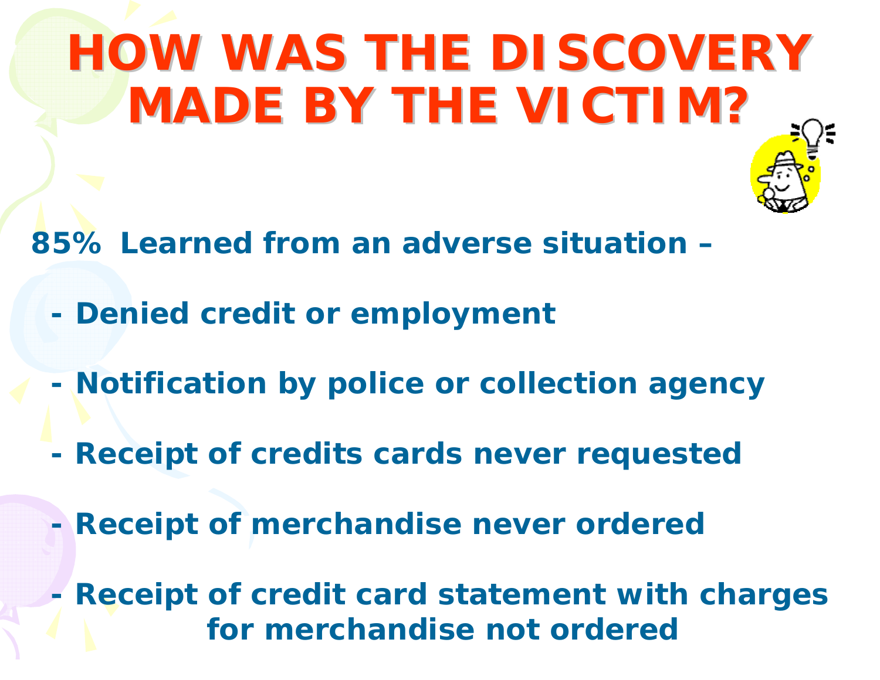# HOW WAS THE DISCOVERY MADE BY THE VICTIM?

**85% Learned from an adverse situation –**

- **Denied credit or employment**
- **Notification by police or collection agency**
- **Receipt of credits cards never requested**
- **Receipt of merchandise never ordered**
- **Receipt of credit card statement with charges for merchandise not ordered**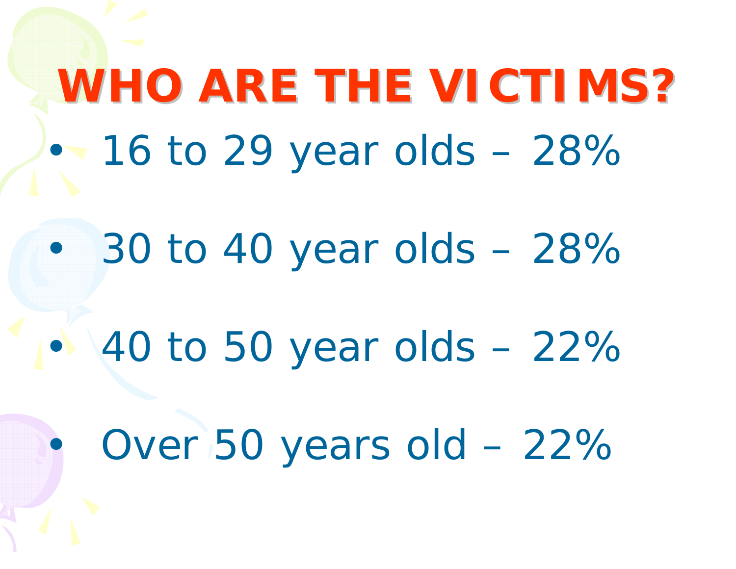# WHO ARE THE VICTIMS?

- 16 to 29 year olds – 28%
- 30 to 40 year olds – 28%
- 40 to 50 year olds – 22%
- Over 50 years old – 22%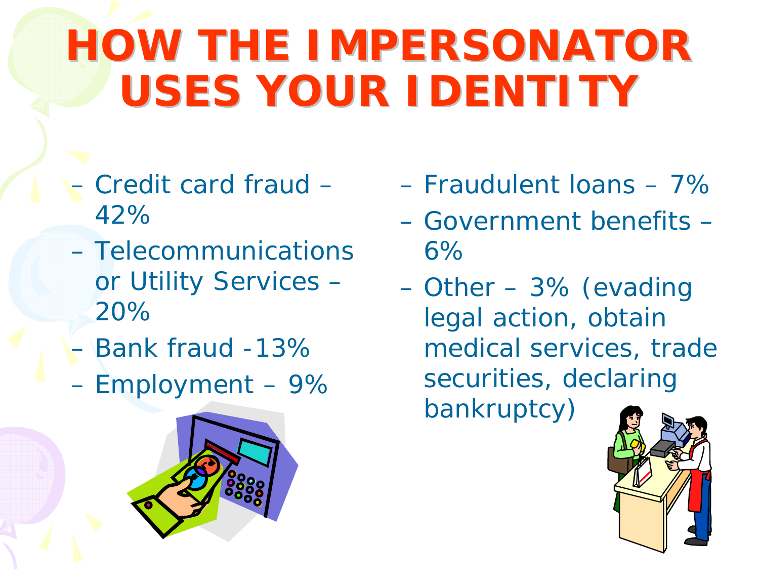# HOW THE IMPERSONATOR USES YOUR IDENTITY

- Credit card fraud – 42%
- Telecommunications or Utility Services – 20%
- Bank fraud -13%
- Employment – 9%
- Fraudulent loans – 7%
- Government benefits – 6%
- Other – 3% (evading legal action, obtain medical services, trade securities, declaring bankruptcy)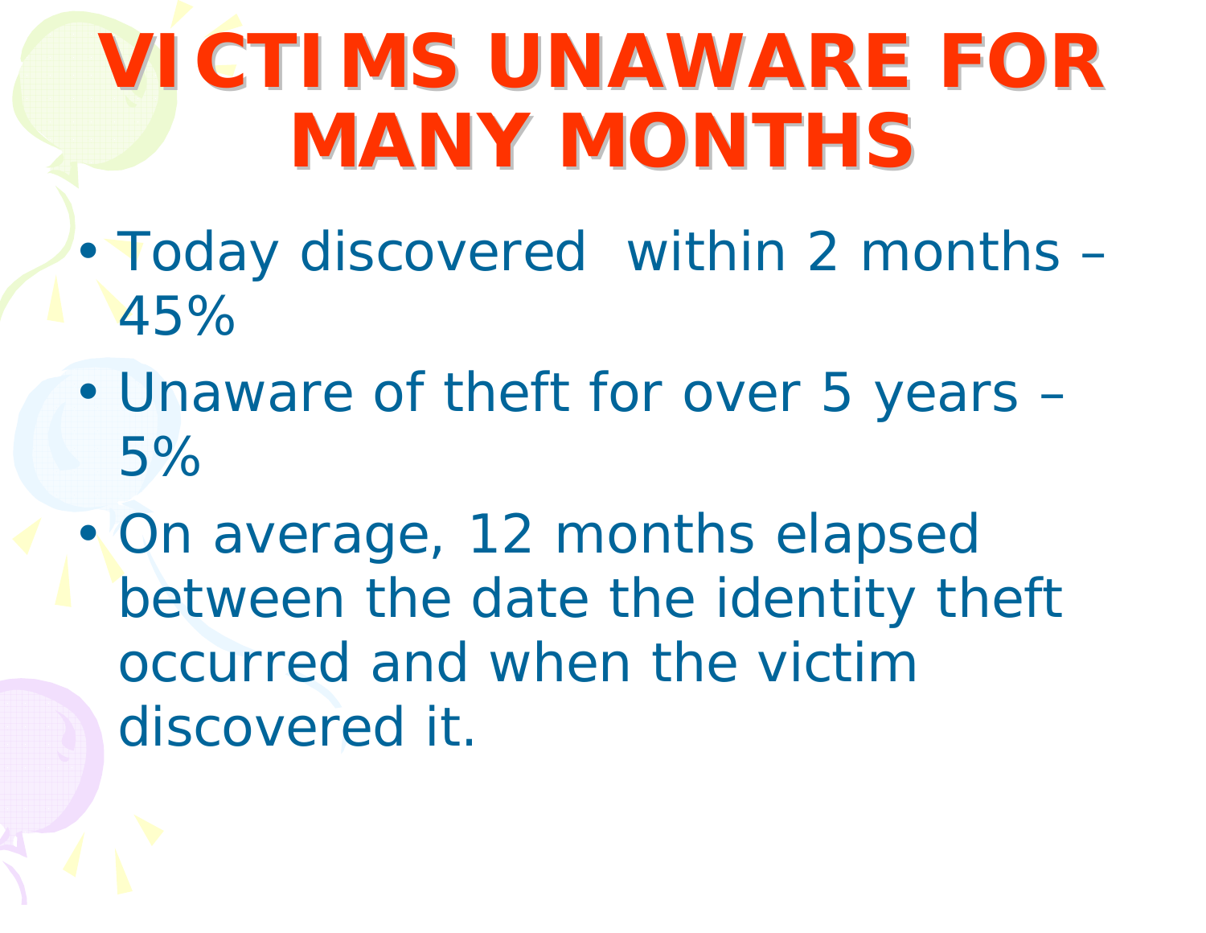# VICTIMS UNAWARE FOR MANY MONTHS

- Today discovered  within 2 months – 45%
- Unaware of theft for over 5 years – 5%
- On average, 12 months elapsed between the date the identity theft occurred and when the victim discovered it.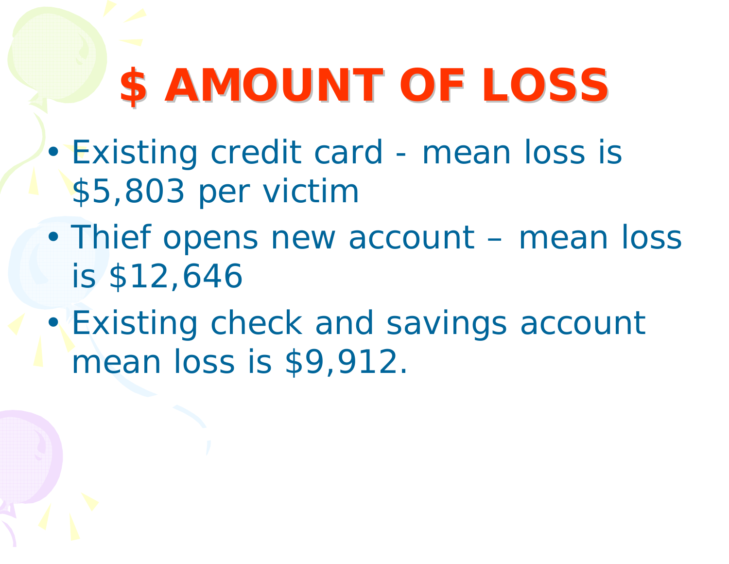# $ AMOUNT OF LOSS

- Existing credit card - mean loss is $5,803 per victim
- Thief opens new account – mean loss is $12,646
- Existing check and savings account mean loss is $9,912.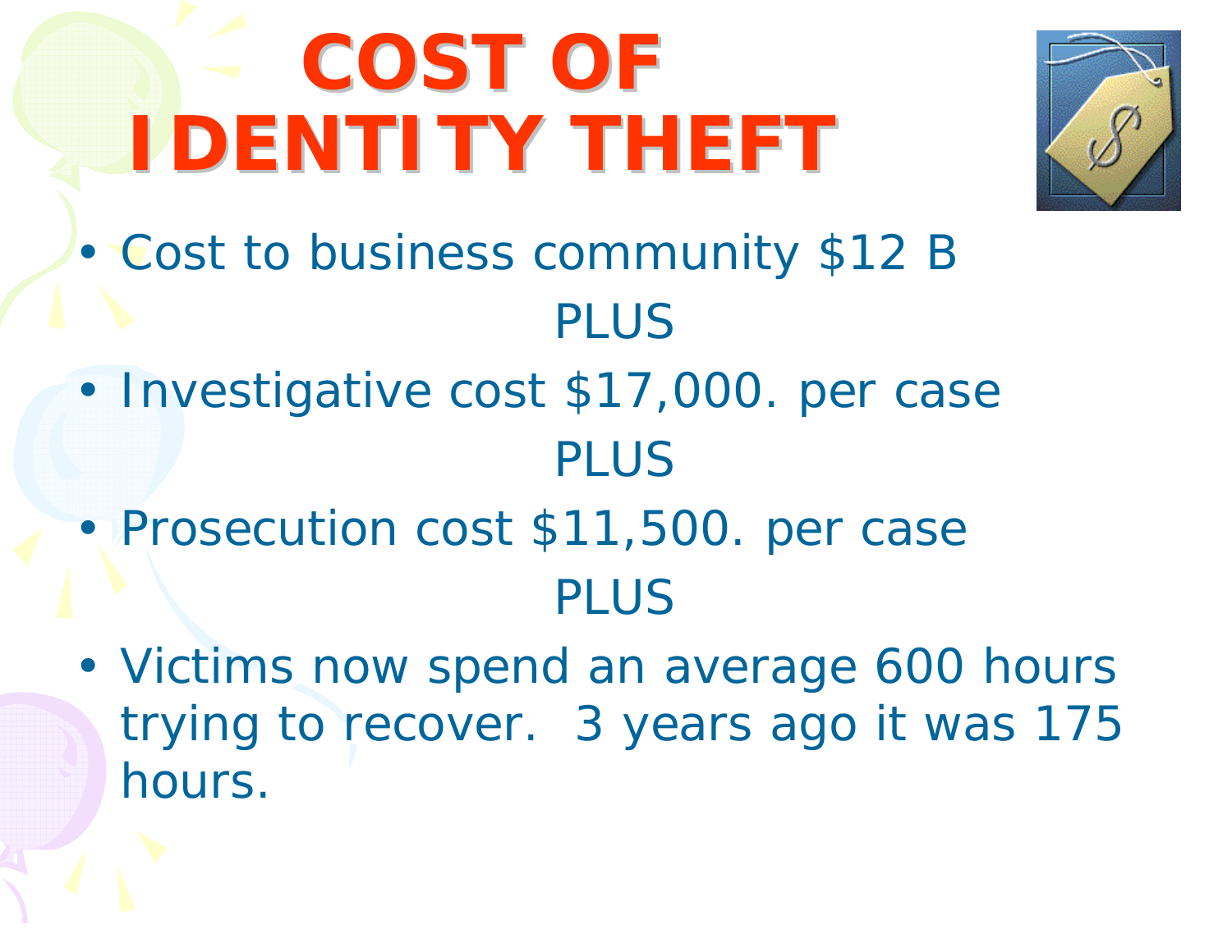# COST OF IDENTITY THEFT

- Cost to business community $12 B

PLUS

- Investigative cost $17,000. per case

PLUS

- Prosecution cost $11,500. per case

PLUS

- Victims now spend an average 600 hours trying to recover.  3 years ago it was 175 hours.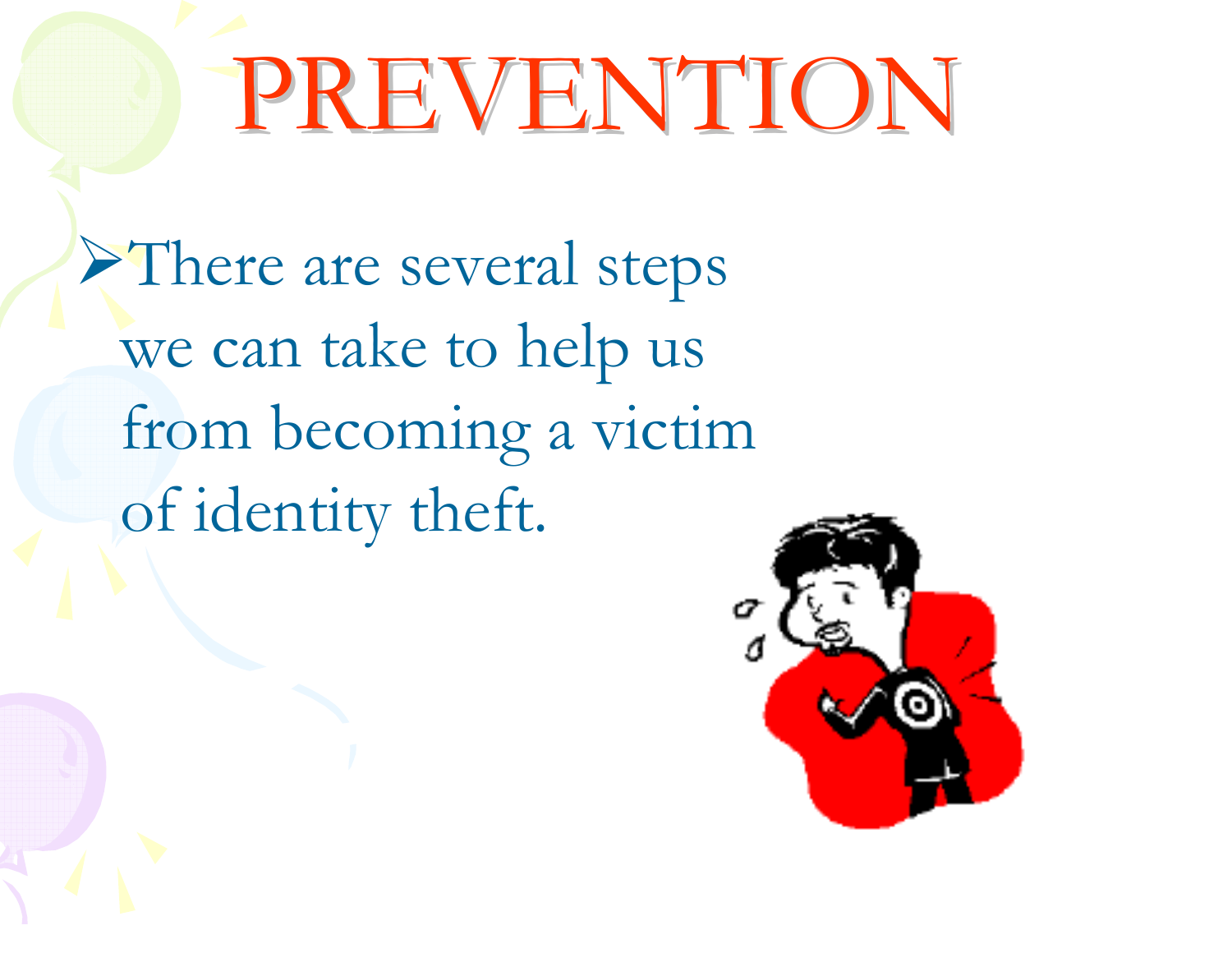# PREVENTION

- There are several steps we can take to help us from becoming a victim of identity theft.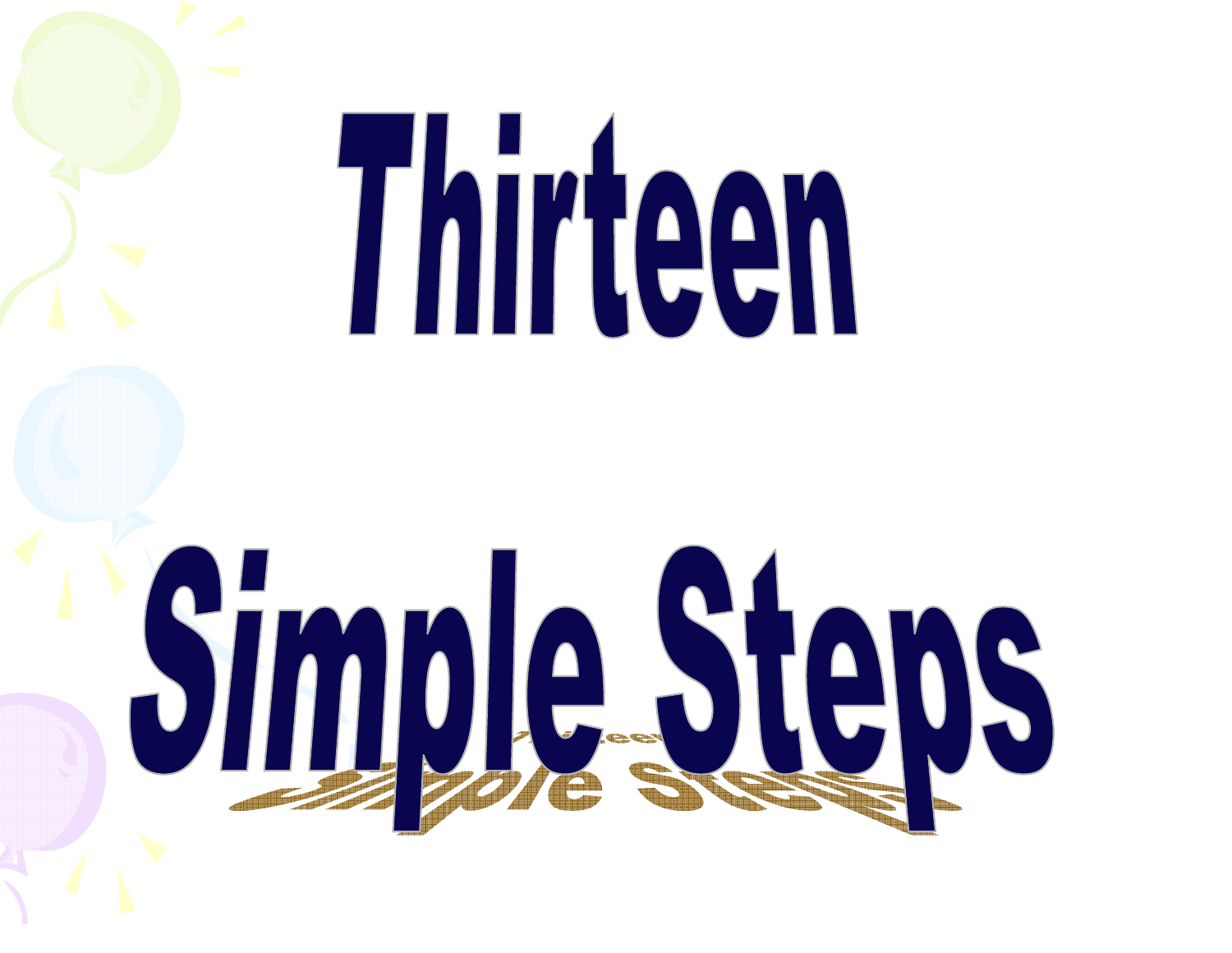# Thirteen Simple Steps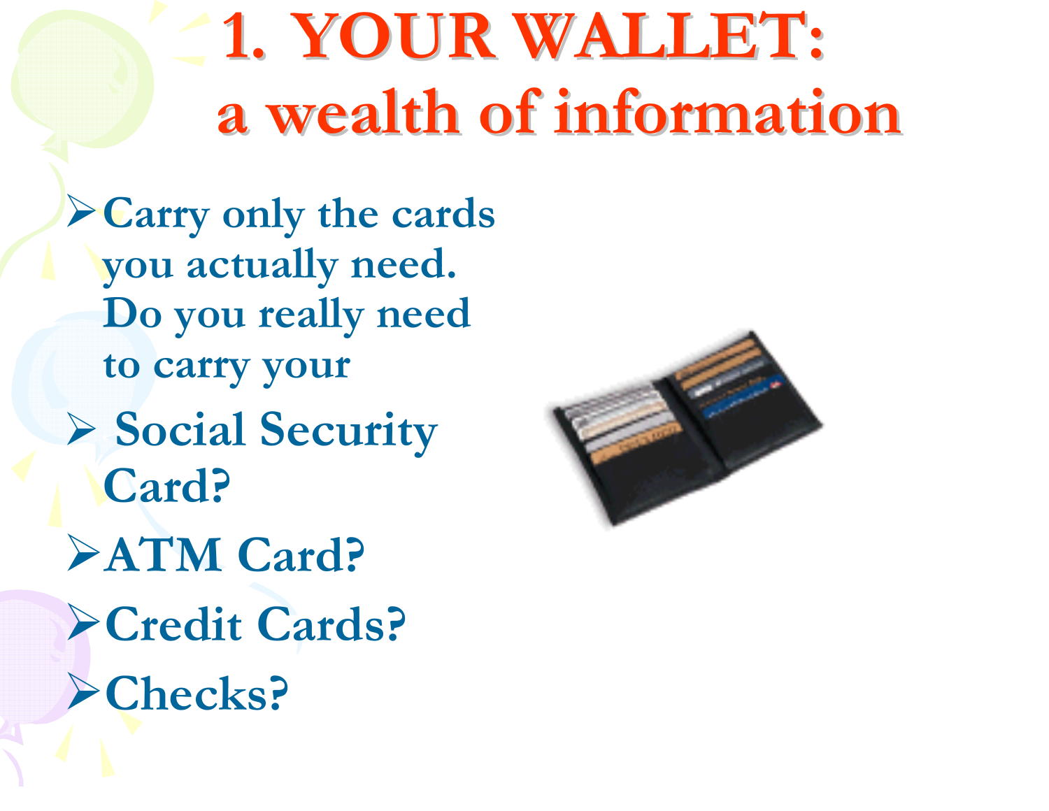# 1. YOUR WALLET: a wealth of information

- Carry only the cards you actually need. Do you really need to carry your
- Social Security Card?
- ATM Card?
- Credit Cards?
- Checks?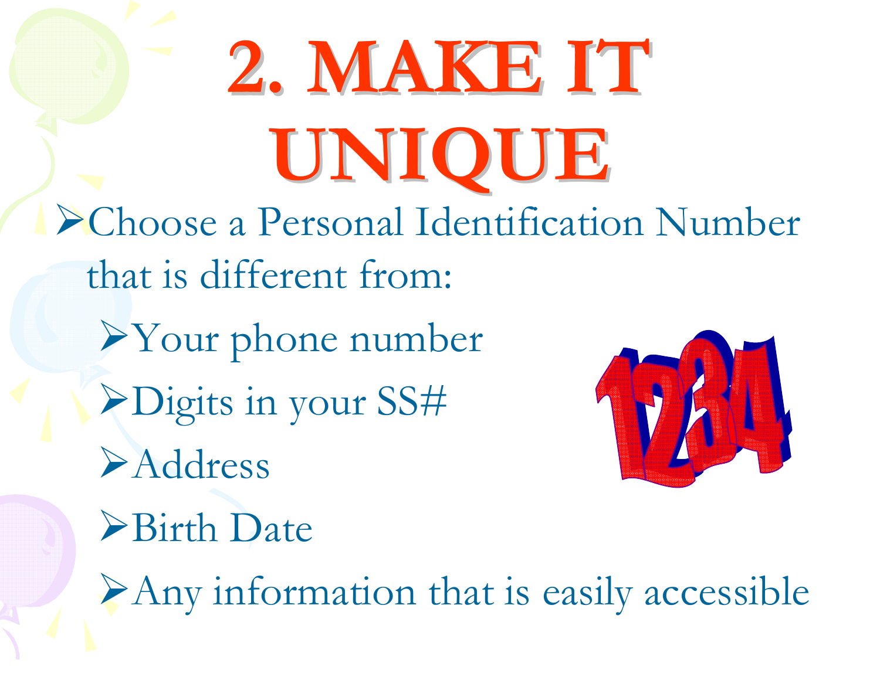# 2. MAKE IT UNIQUE

- Choose a Personal Identification Number that is different from:
  - Your phone number
  - Digits in your SS#
  - Address
  - Birth Date
  - Any information that is easily accessible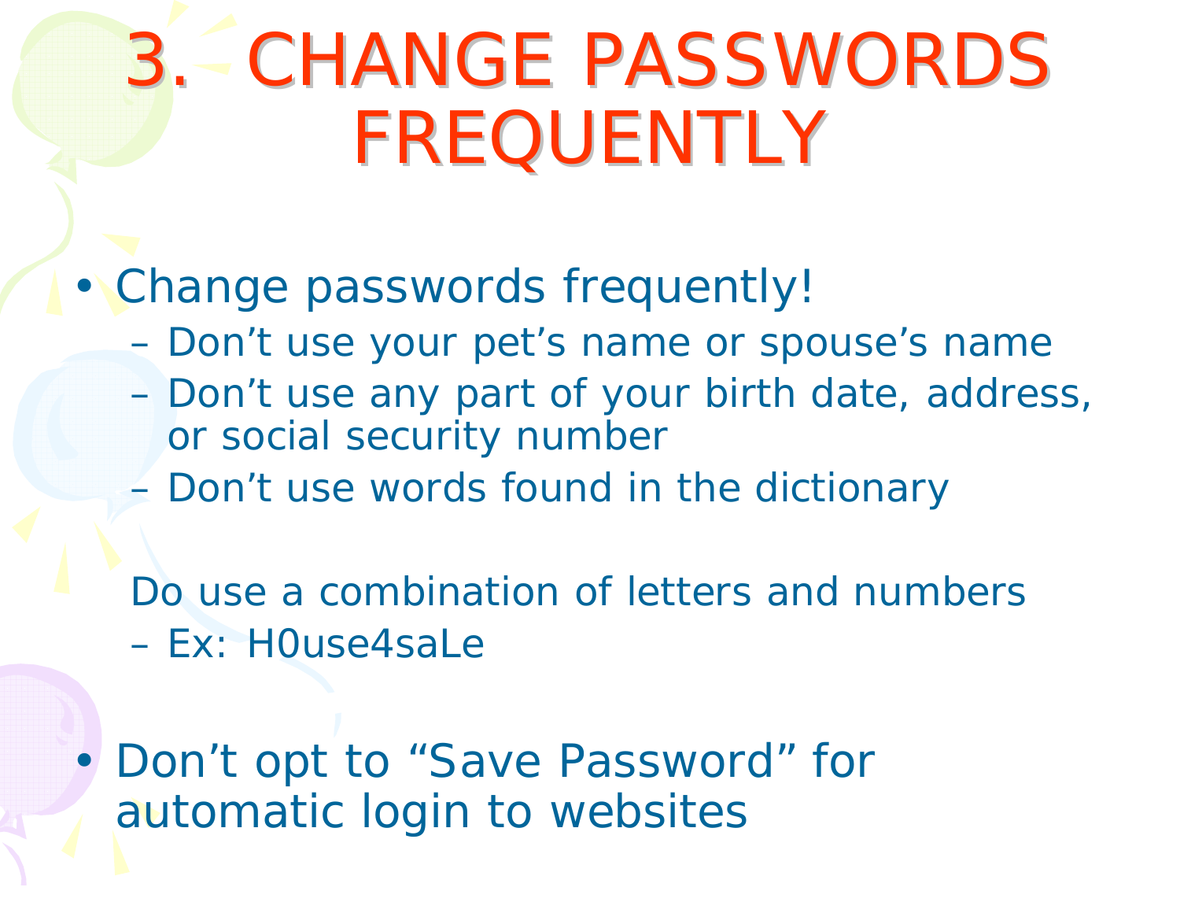# 3. CHANGE PASSWORDS FREQUENTLY

- Change passwords frequently!
  - Don't use your pet's name or spouse's name
  - Don't use any part of your birth date, address, or social security number
  - Don't use words found in the dictionary

  Do use a combination of letters and numbers
  - Ex: H0use4saLe

- Don't opt to "Save Password" for automatic login to websites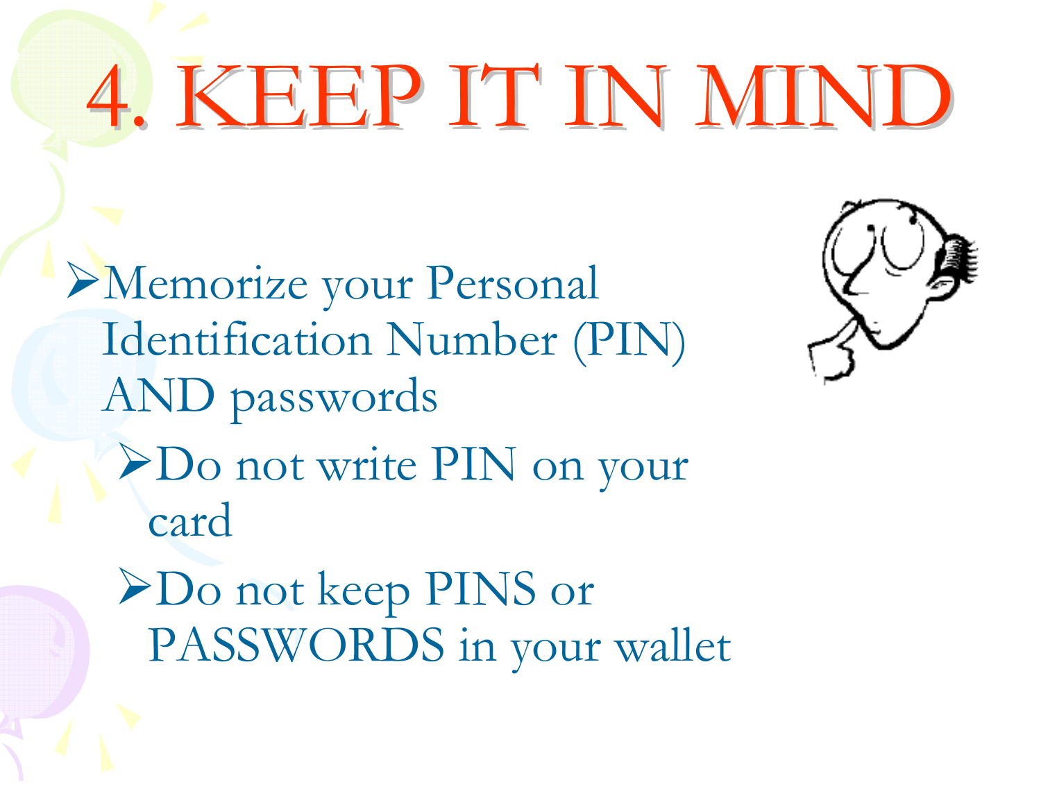# 4. KEEP IT IN MIND

- Memorize your Personal Identification Number (PIN) AND passwords
  - Do not write PIN on your card
  - Do not keep PINS or PASSWORDS in your wallet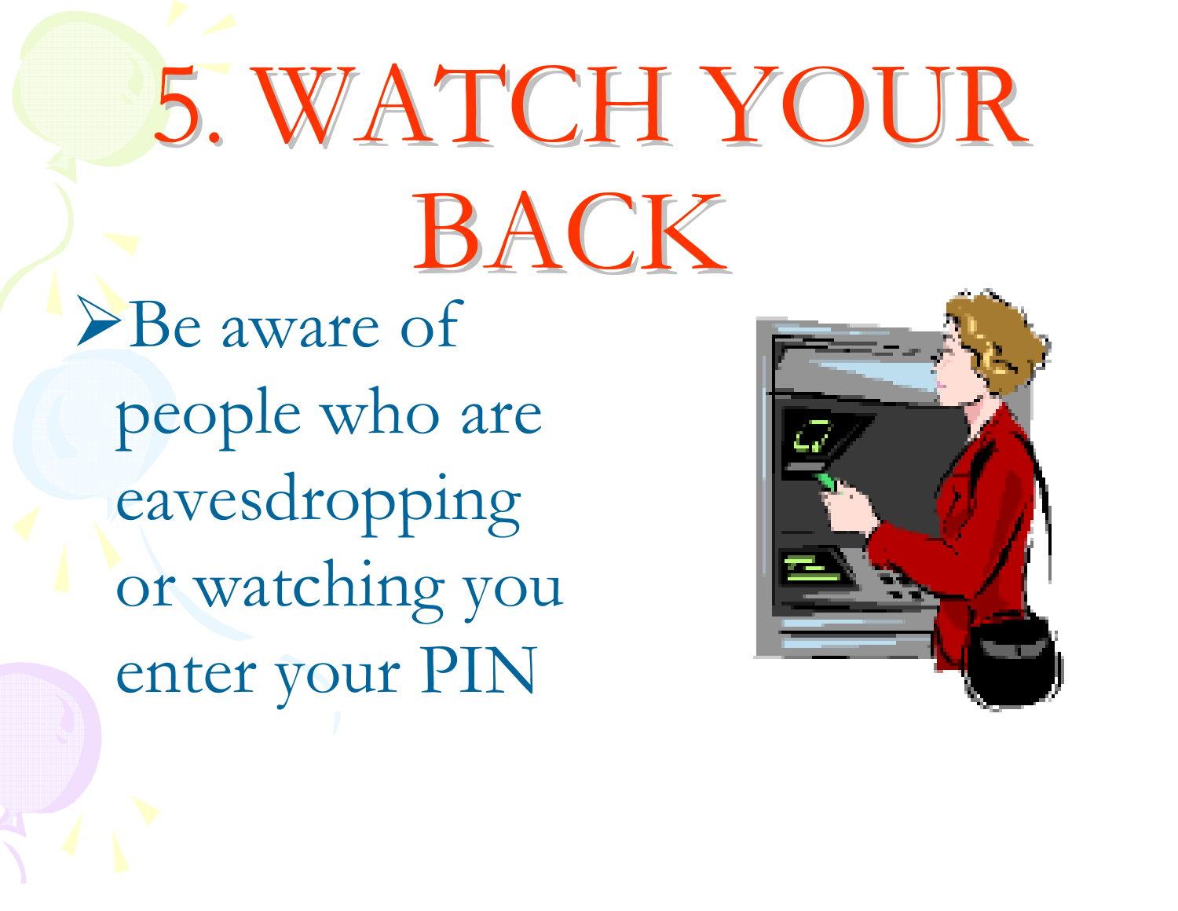# 5. WATCH YOUR BACK

- Be aware of people who are eavesdropping or watching you enter your PIN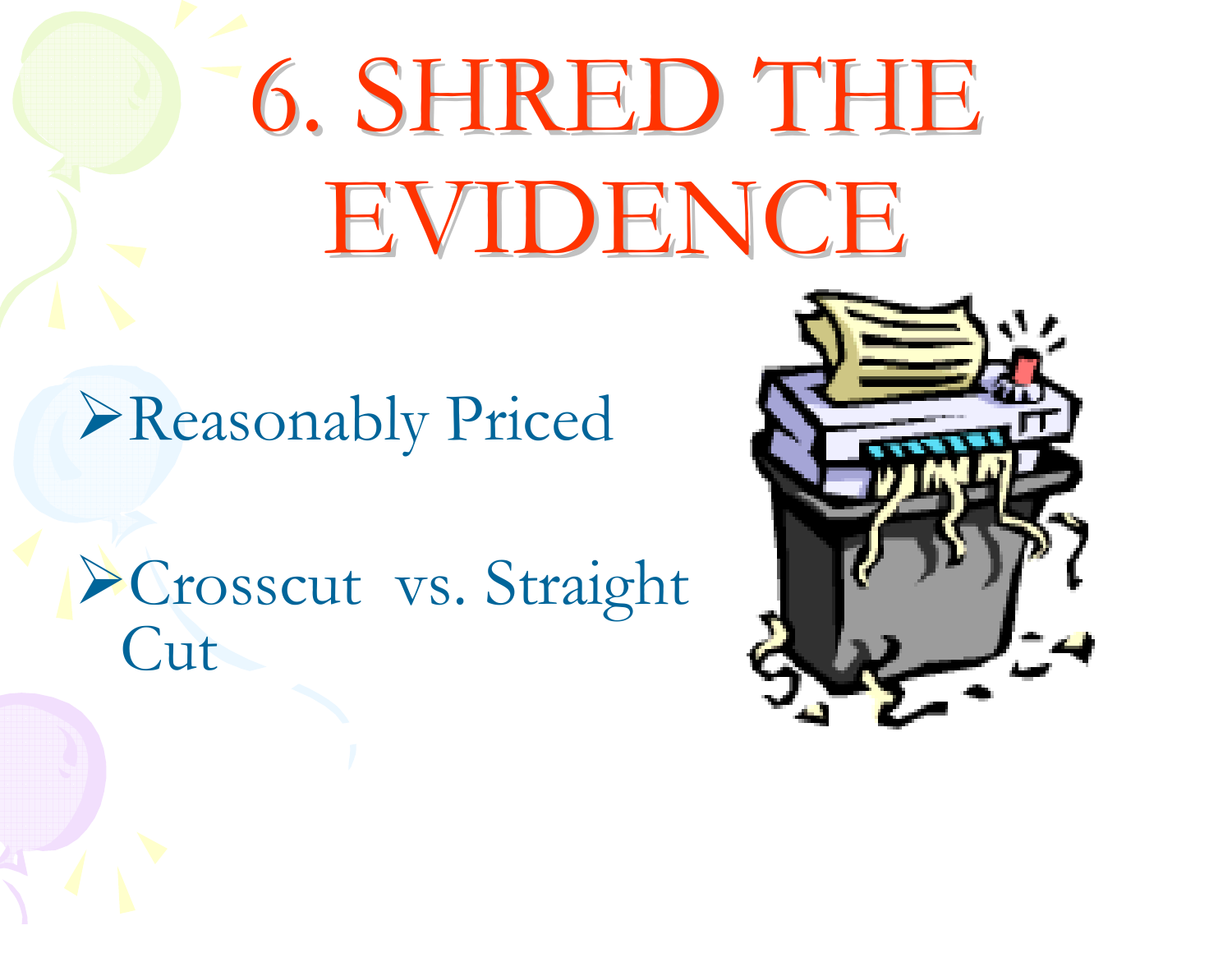# 6. SHRED THE EVIDENCE

- Reasonably Priced
- Crosscut vs. Straight Cut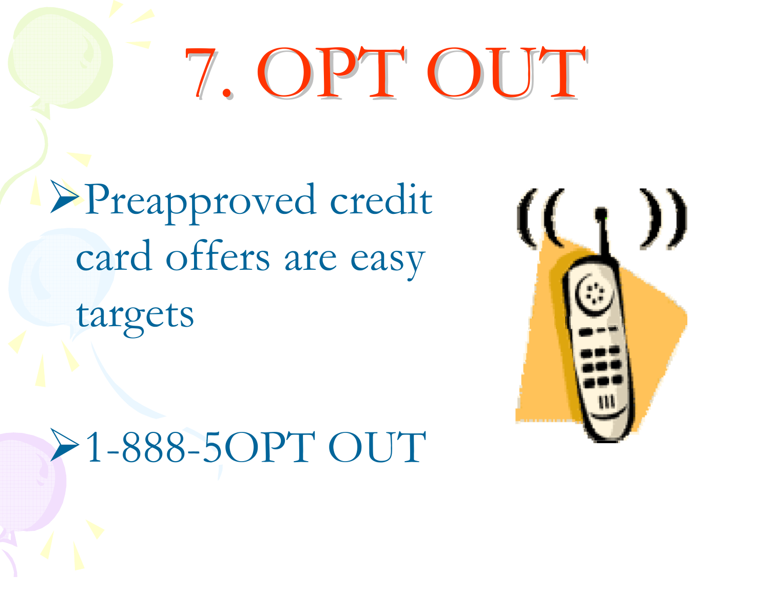# 7. OPT OUT

- Preapproved credit card offers are easy targets

- 1-888-5OPT OUT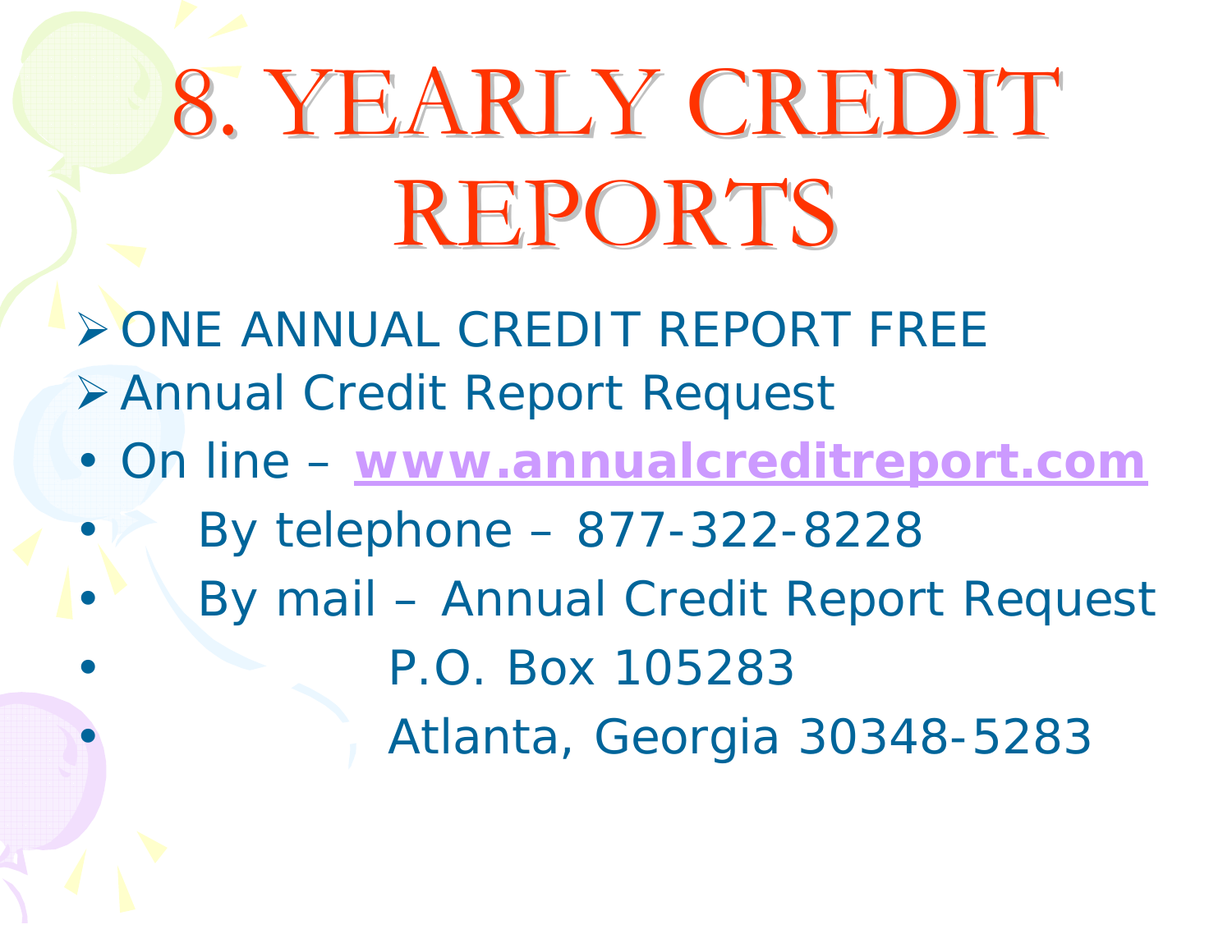# 8. YEARLY CREDIT REPORTS

- ONE ANNUAL CREDIT REPORT FREE
- Annual Credit Report Request
- On line – **www.annualcreditreport.com**
- By telephone – 877-322-8228
- By mail – Annual Credit Report Request
- P.O. Box 105283
- Atlanta, Georgia 30348-5283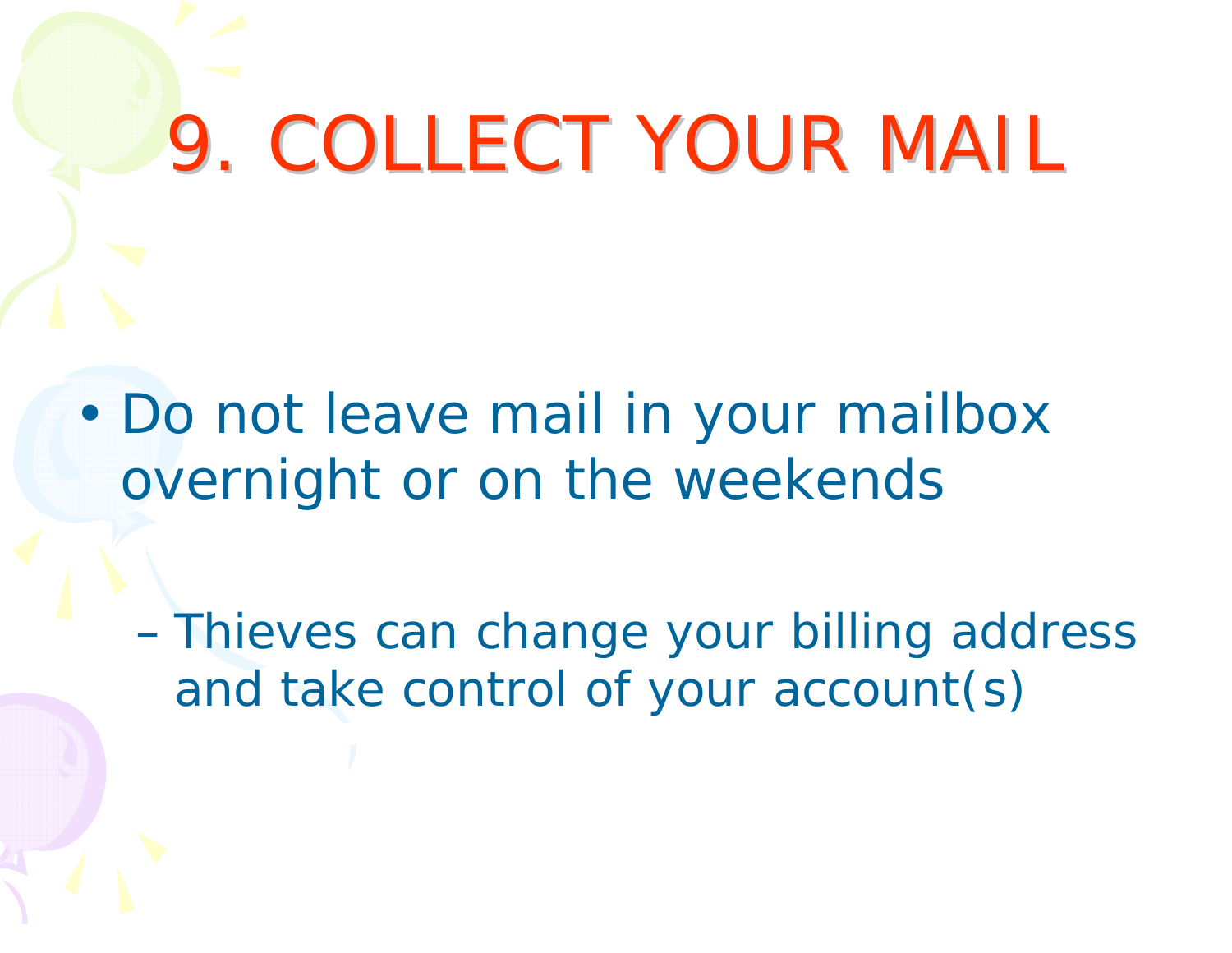# 9. COLLECT YOUR MAIL

- Do not leave mail in your mailbox overnight or on the weekends
  - Thieves can change your billing address and take control of your account(s)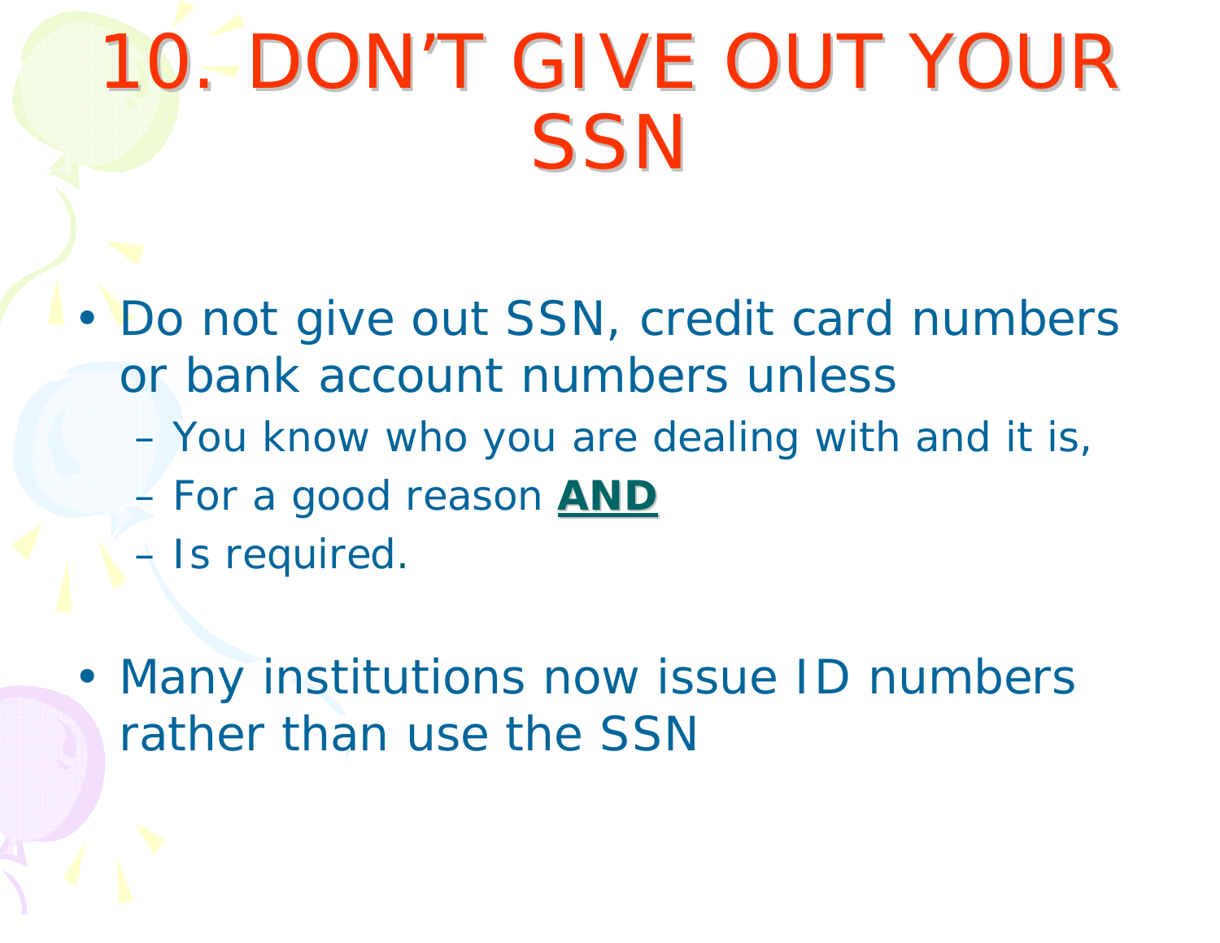# 10. DON'T GIVE OUT YOUR SSN

- Do not give out SSN, credit card numbers or bank account numbers unless
  - You know who you are dealing with and it is,
  - For a good reason **AND**
  - Is required.

- Many institutions now issue ID numbers rather than use the SSN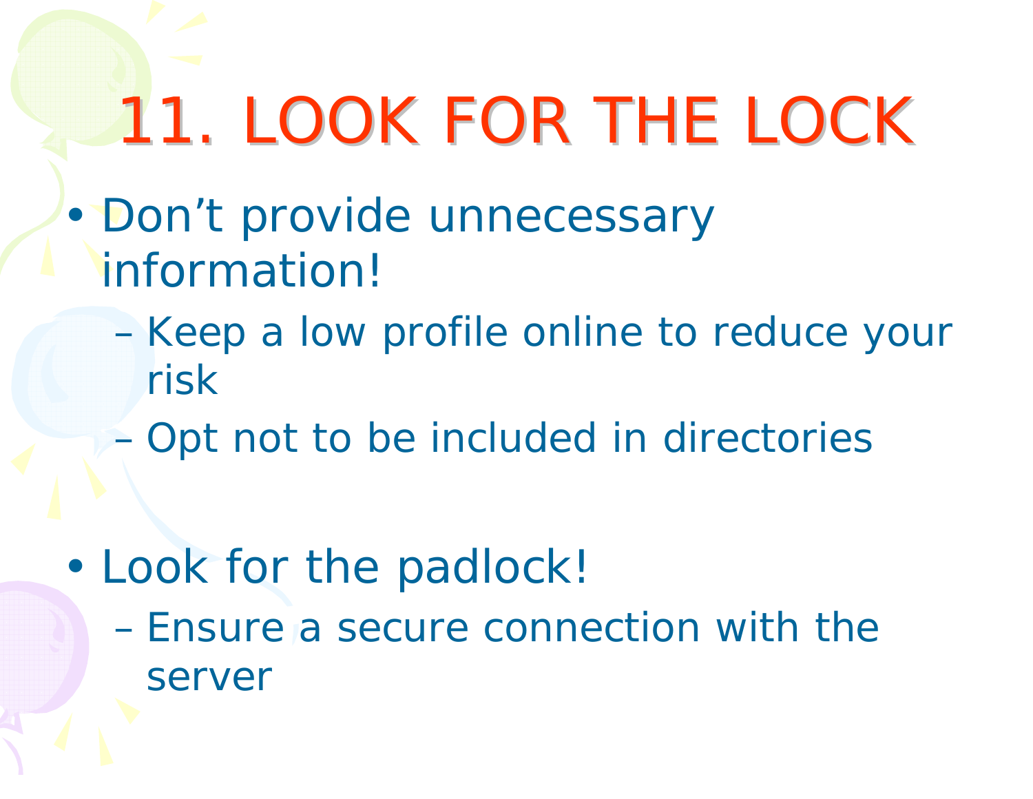# 11. LOOK FOR THE LOCK

- Don't provide unnecessary information!
  - Keep a low profile online to reduce your risk
  - Opt not to be included in directories

- Look for the padlock!
  - Ensure a secure connection with the server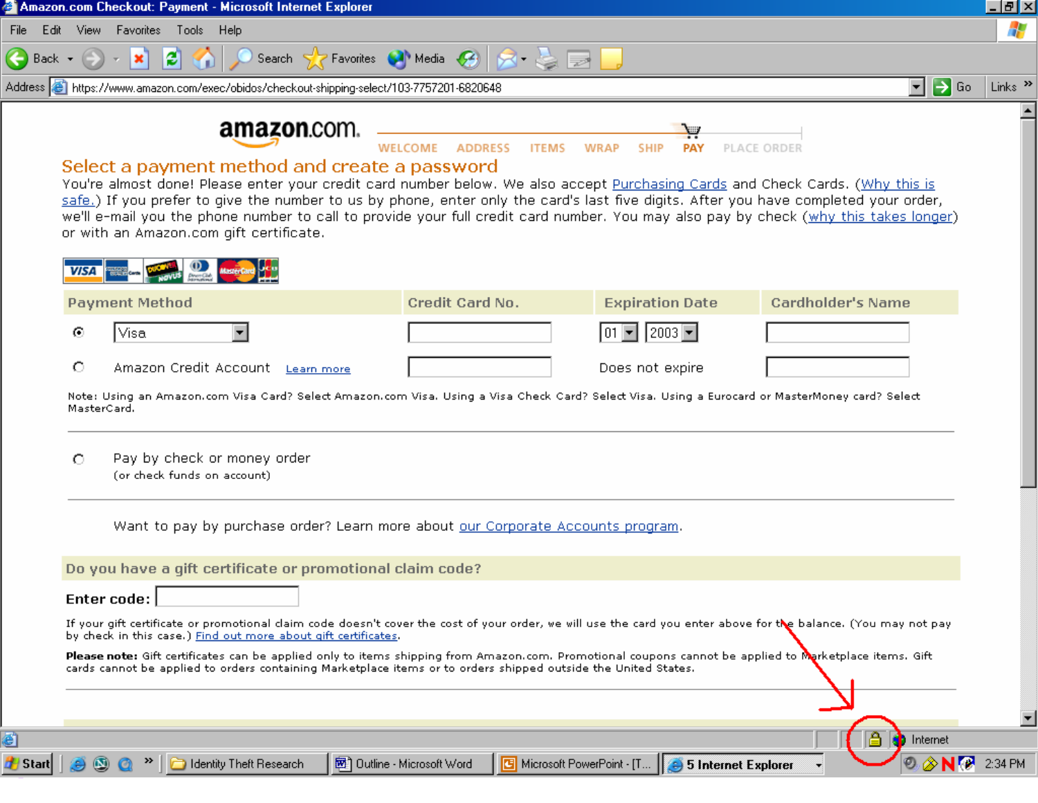# Select a payment method and create a password

You're almost done! Please enter your credit card number below. We also accept Purchasing Cards and Check Cards. (Why this is safe.) If you prefer to give the number to us by phone, enter only the card's last five digits. After you have completed your order, we'll e-mail you the phone number to call to provide your full credit card number. You may also pay by check (why this takes longer) or with an Amazon.com gift certificate.

| Payment Method | Credit Card No. | Expiration Date | Cardholder's Name |
|---|---|---|---|
| Visa | | 01 2003 | |
| Amazon Credit Account Learn more | | Does not expire | |

Note: Using an Amazon.com Visa Card? Select Amazon.com Visa. Using a Visa Check Card? Select Visa. Using a Eurocard or MasterMoney card? Select MasterCard.

Pay by check or money order
(or check funds on account)

Want to pay by purchase order? Learn more about our Corporate Accounts program.

## Do you have a gift certificate or promotional claim code?

**Enter code:**

If your gift certificate or promotional claim code doesn't cover the cost of your order, we will use the card you enter above for the balance. (You may not pay by check in this case.) Find out more about gift certificates.

**Please note:** Gift certificates can be applied only to items shipping from Amazon.com. Promotional coupons cannot be applied to Marketplace items. Gift cards cannot be applied to orders containing Marketplace items or to orders shipped outside the United States.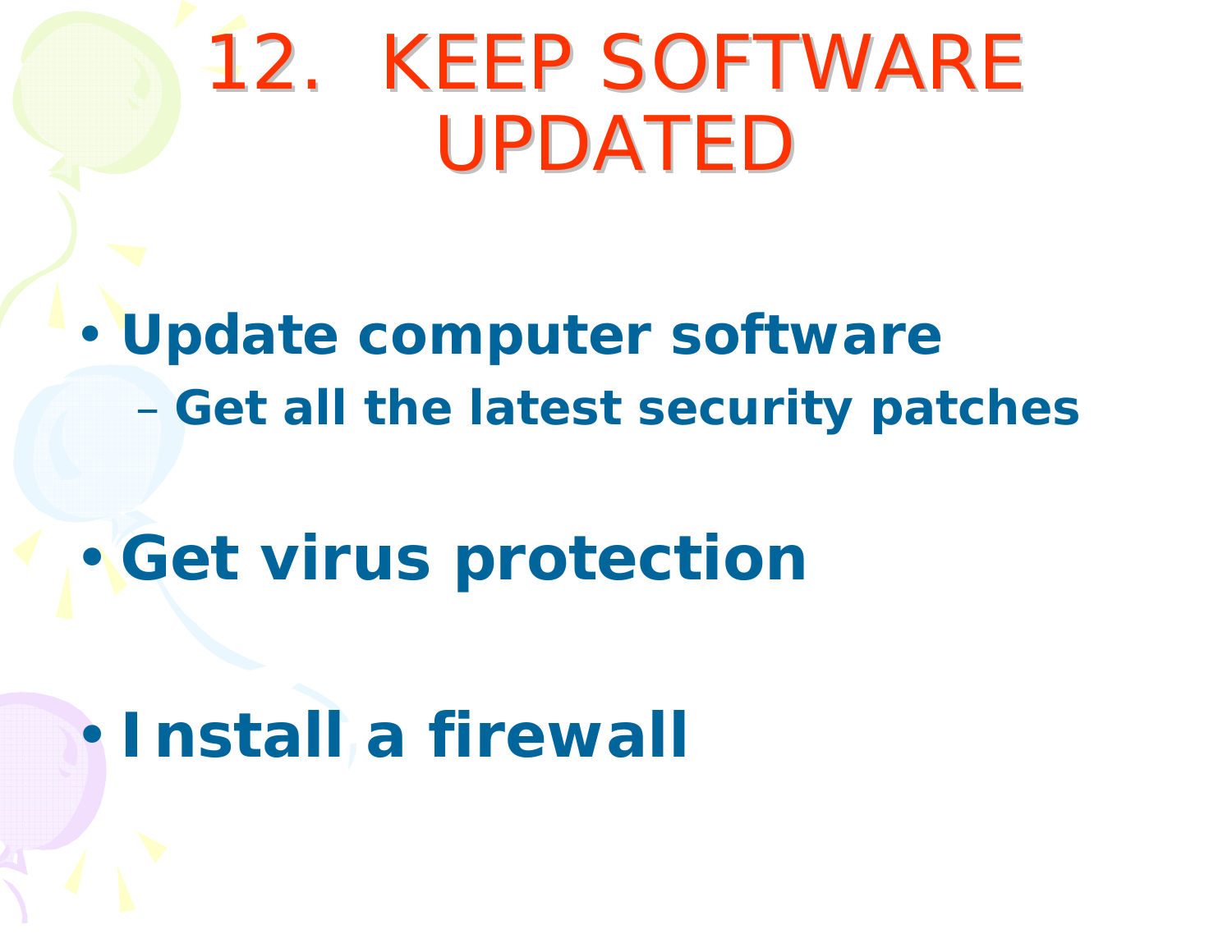# 12. KEEP SOFTWARE UPDATED

- **Update computer software**
  - **Get all the latest security patches**
- **Get virus protection**
- **Install a firewall**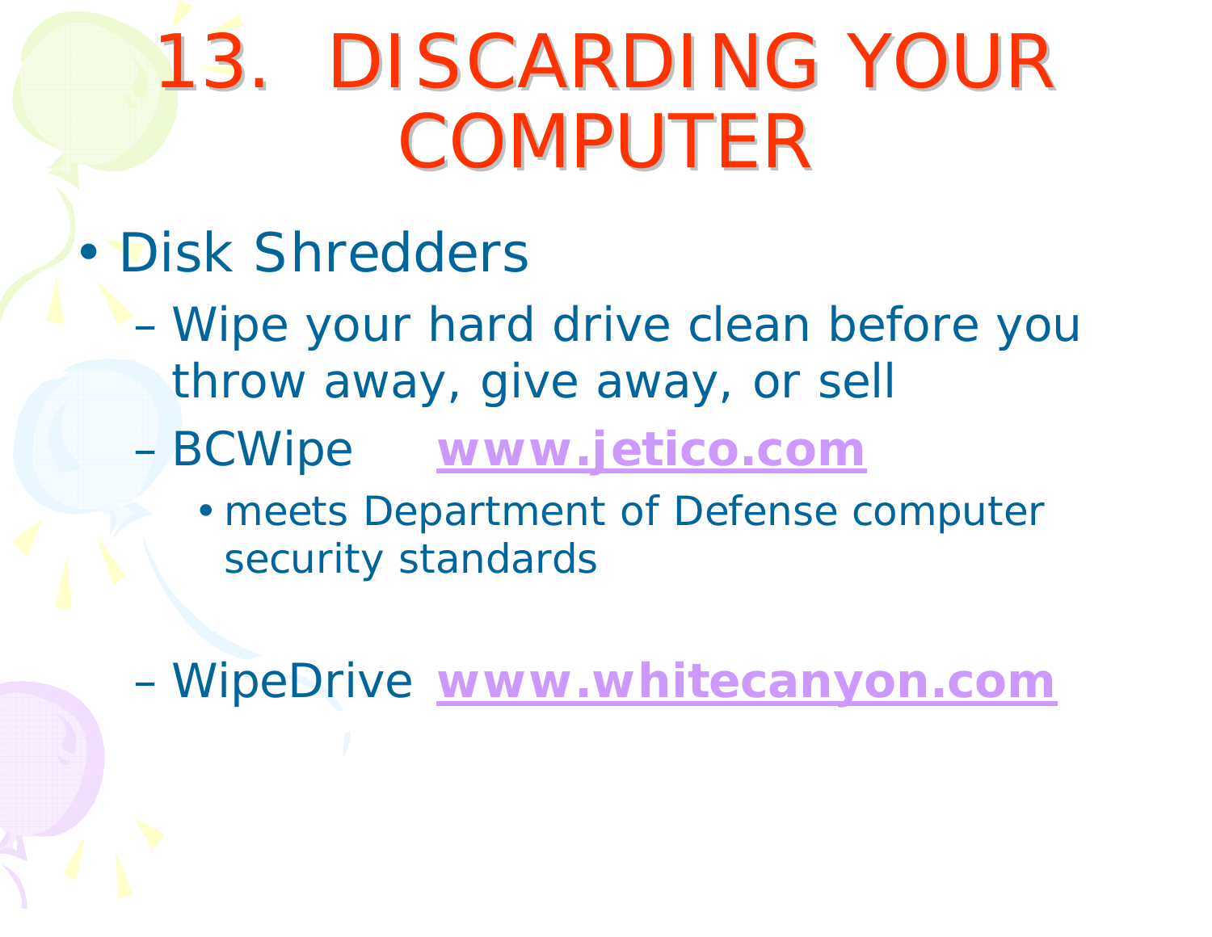# 13. DISCARDING YOUR COMPUTER

- Disk Shredders
  - Wipe your hard drive clean before you throw away, give away, or sell
  - BCWipe **www.jetico.com**
    - meets Department of Defense computer security standards
  - WipeDrive **www.whitecanyon.com**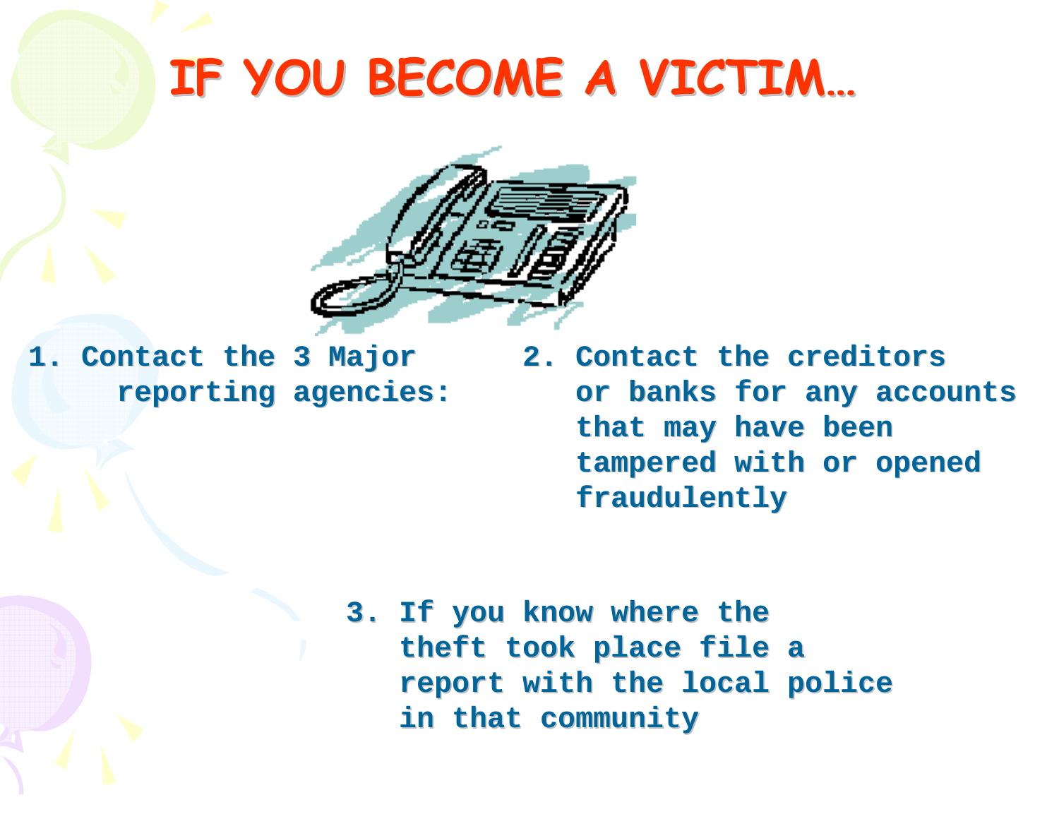# IF YOU BECOME A VICTIM…

1. Contact the 3 Major reporting agencies:

2. Contact the creditors or banks for any accounts that may have been tampered with or opened fraudulently

3. If you know where the theft took place file a report with the local police in that community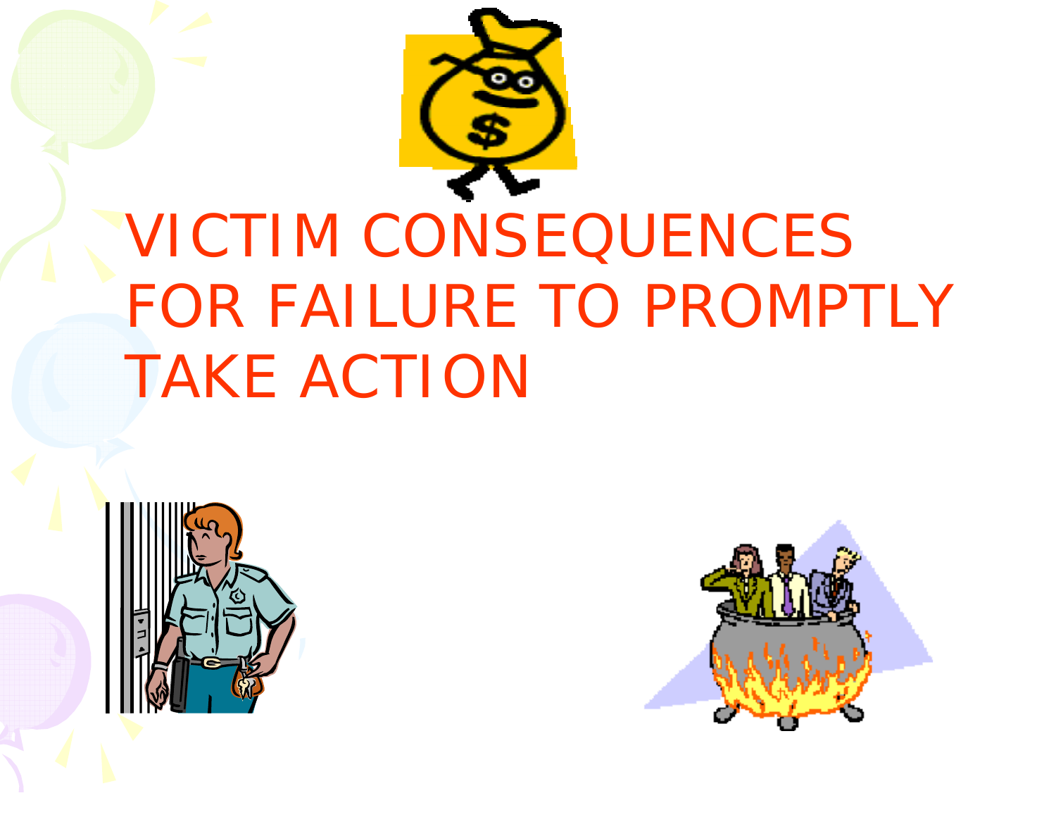# VICTIM CONSEQUENCES FOR FAILURE TO PROMPTLY TAKE ACTION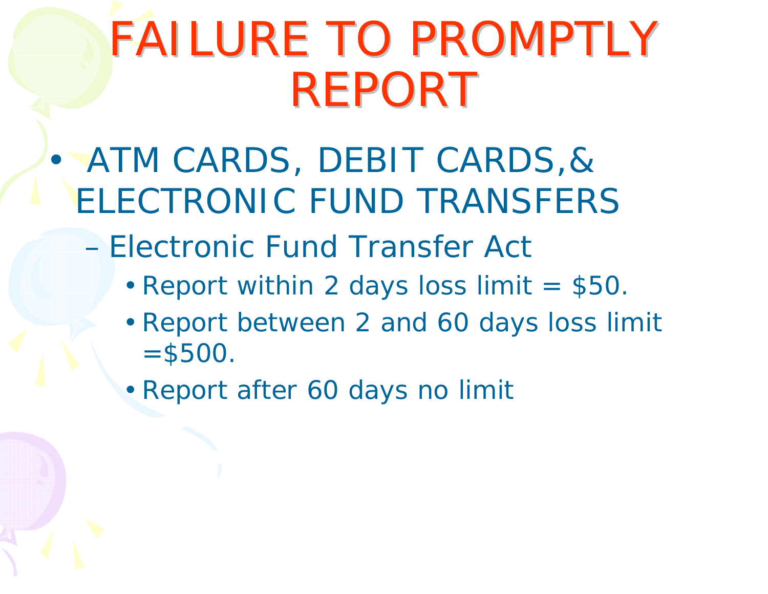# FAILURE TO PROMPTLY REPORT

- ATM CARDS, DEBIT CARDS,& ELECTRONIC FUND TRANSFERS
  - Electronic Fund Transfer Act
    - Report within 2 days loss limit = $50.
    - Report between 2 and 60 days loss limit =$500.
    - Report after 60 days no limit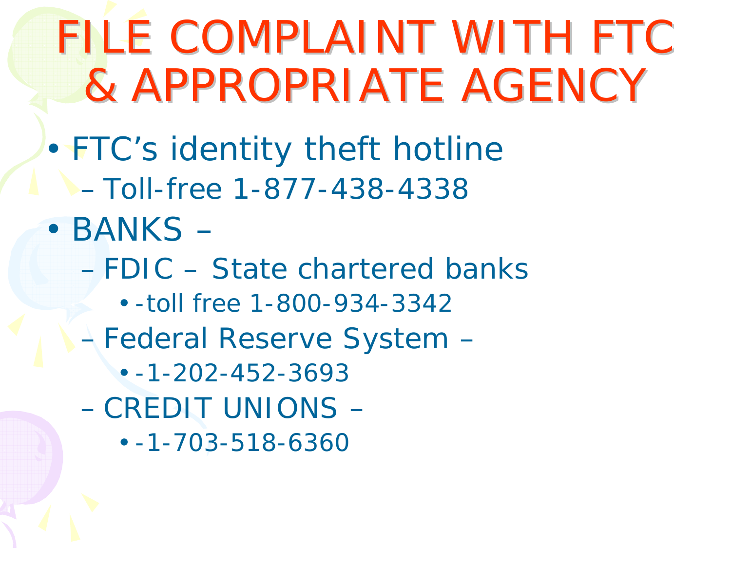# FILE COMPLAINT WITH FTC & APPROPRIATE AGENCY

- FTC's identity theft hotline
  - Toll-free 1-877-438-4338
- BANKS –
  - FDIC – State chartered banks
    - -toll free 1-800-934-3342
  - Federal Reserve System –
    - -1-202-452-3693
  - CREDIT UNIONS –
    - -1-703-518-6360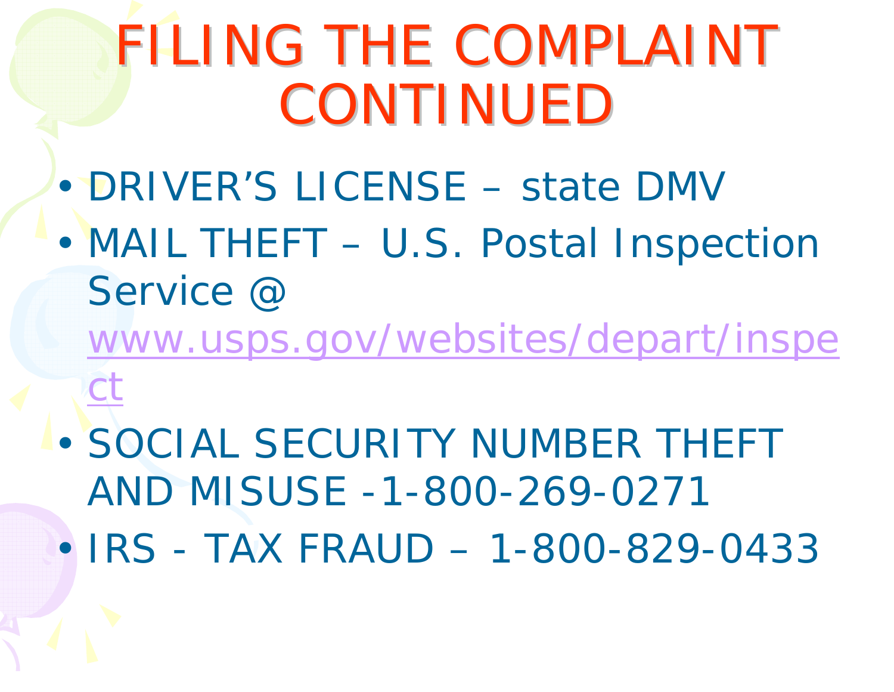# FILING THE COMPLAINT CONTINUED

- DRIVER'S LICENSE – state DMV
- MAIL THEFT – U.S. Postal Inspection Service @ www.usps.gov/websites/depart/inspect
- SOCIAL SECURITY NUMBER THEFT AND MISUSE -1-800-269-0271
- IRS - TAX FRAUD – 1-800-829-0433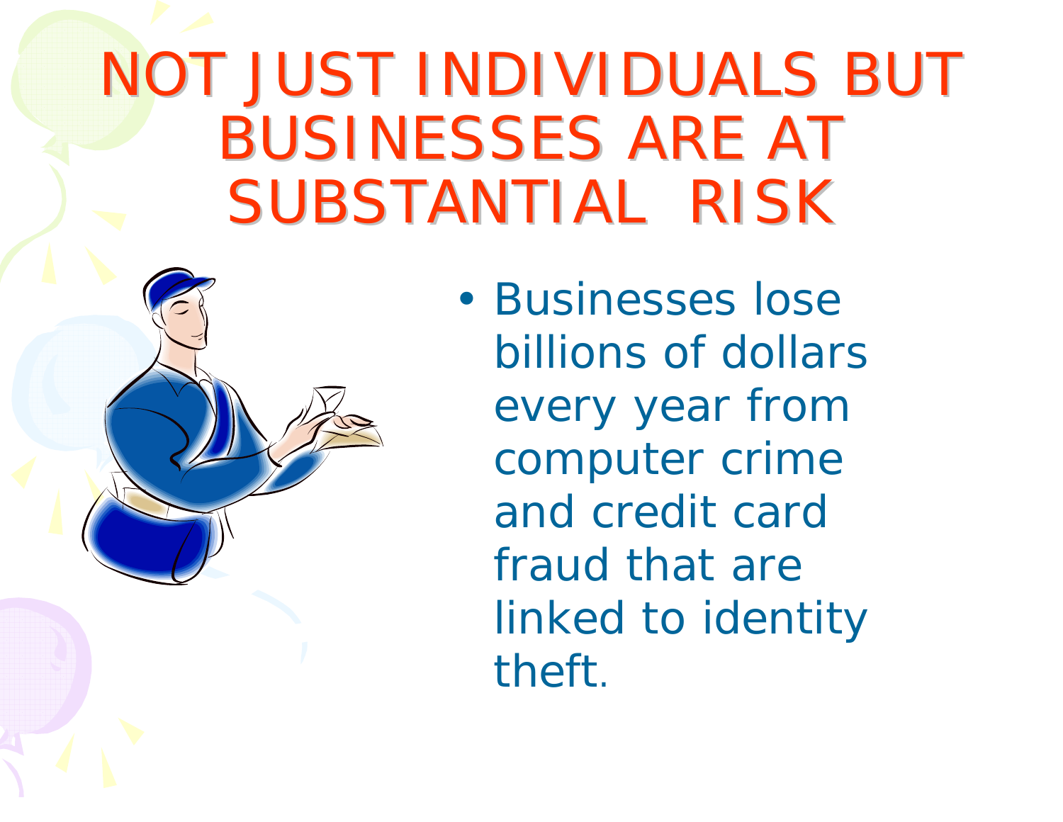# NOT JUST INDIVIDUALS BUT BUSINESSES ARE AT SUBSTANTIAL RISK

- Businesses lose billions of dollars every year from computer crime and credit card fraud that are linked to identity theft.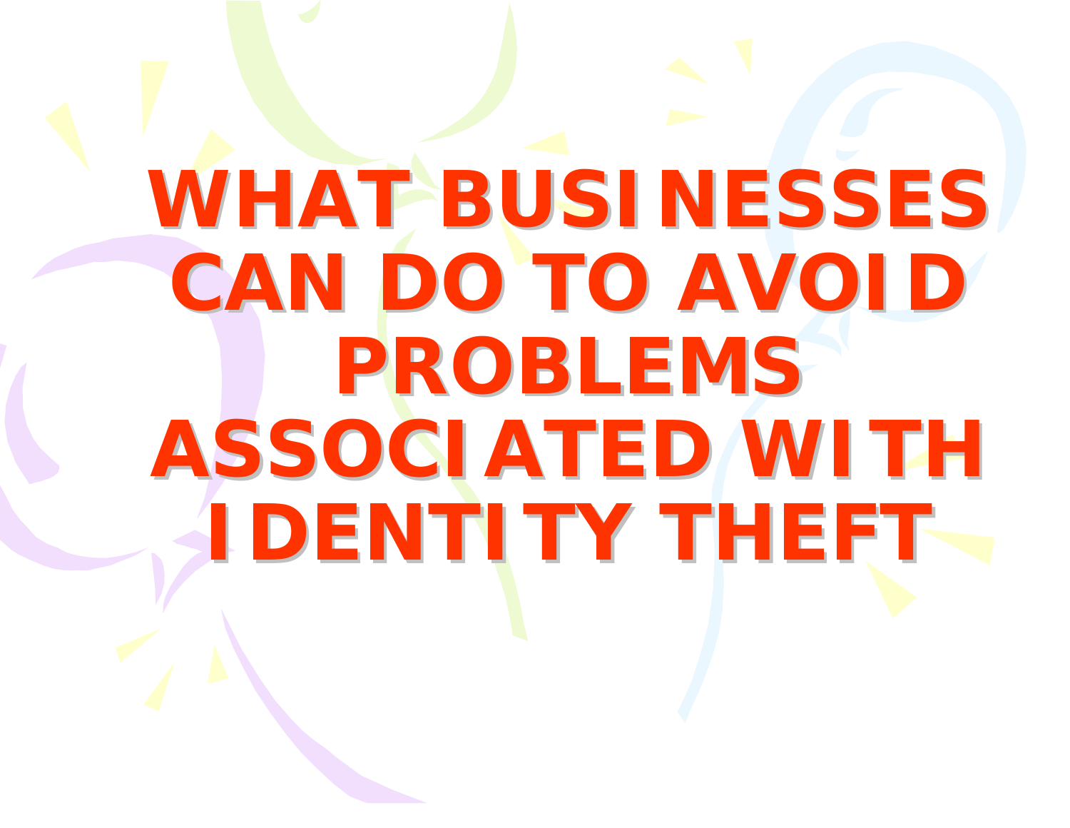# WHAT BUSINESSES CAN DO TO AVOID PROBLEMS ASSOCIATED WITH IDENTITY THEFT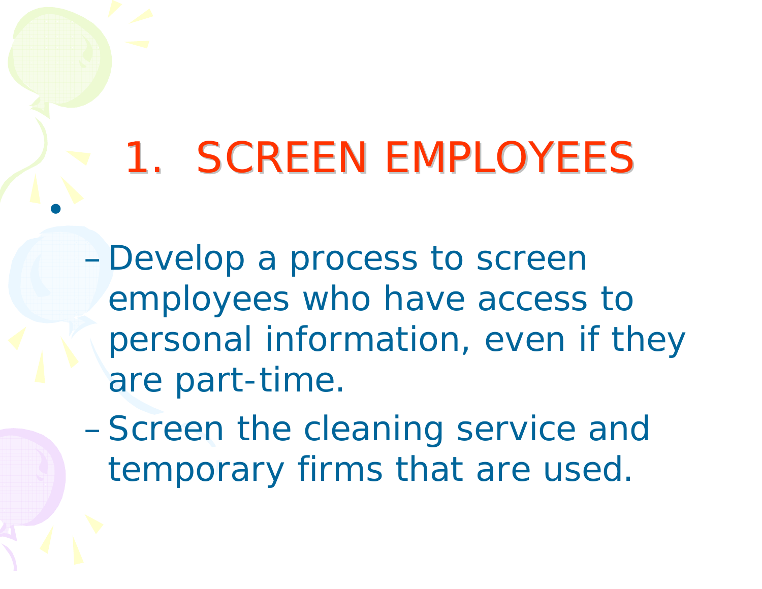# 1. SCREEN EMPLOYEES

- - Develop a process to screen employees who have access to personal information, even if they are part-time.
  - Screen the cleaning service and temporary firms that are used.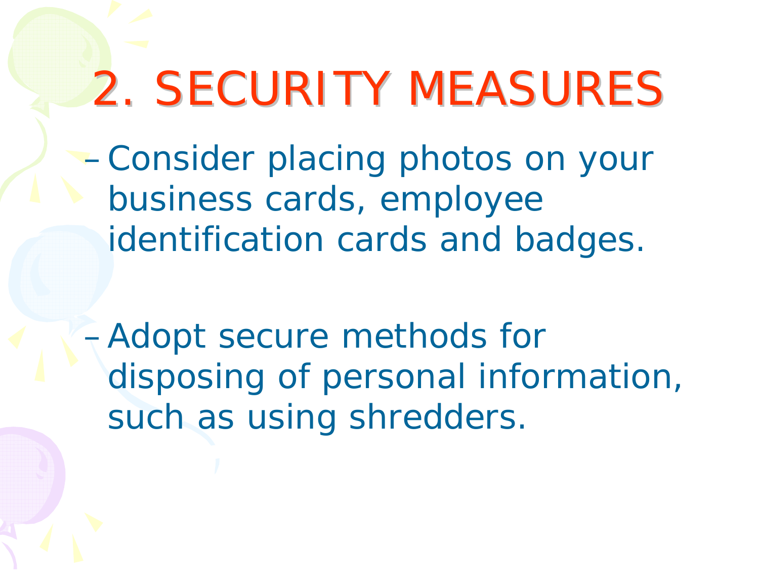# 2. SECURITY MEASURES

- Consider placing photos on your business cards, employee identification cards and badges.

- Adopt secure methods for disposing of personal information, such as using shredders.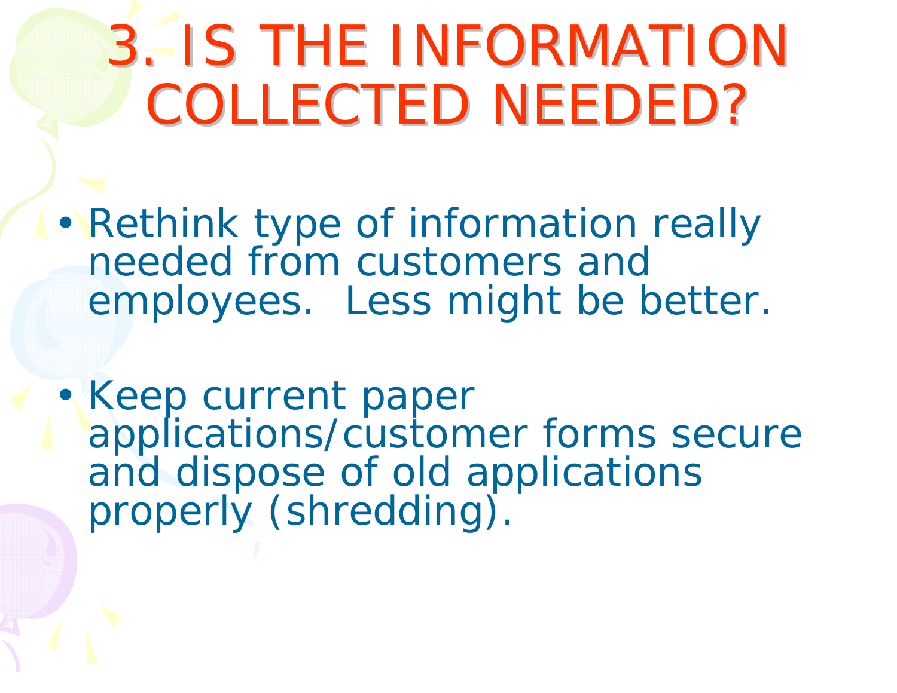# 3. IS THE INFORMATION COLLECTED NEEDED?

- Rethink type of information really needed from customers and employees. Less might be better.
- Keep current paper applications/customer forms secure and dispose of old applications properly (shredding).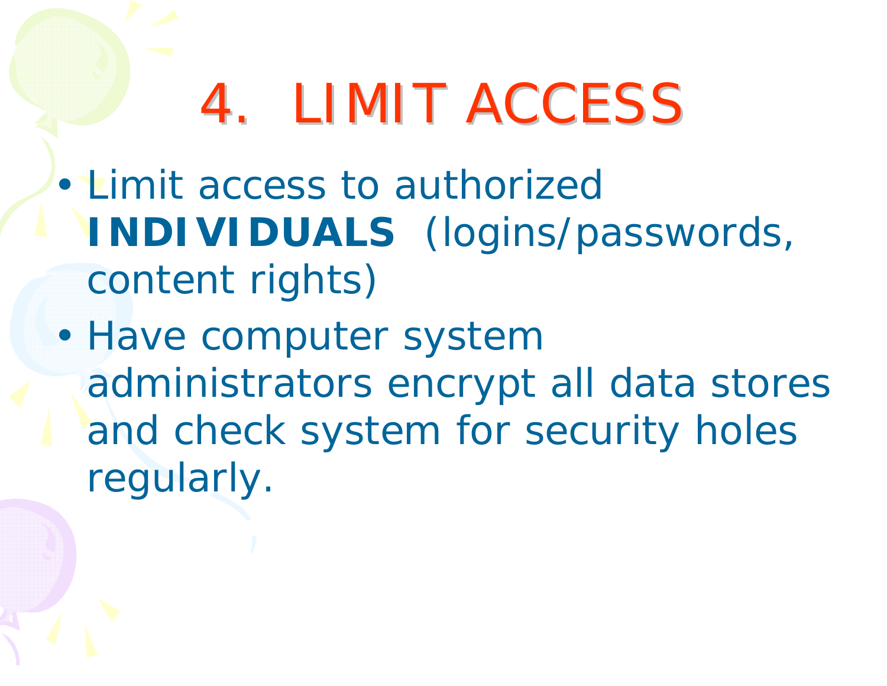# 4. LIMIT ACCESS

- Limit access to authorized **INDIVIDUALS** (logins/passwords, content rights)
- Have computer system administrators encrypt all data stores and check system for security holes regularly.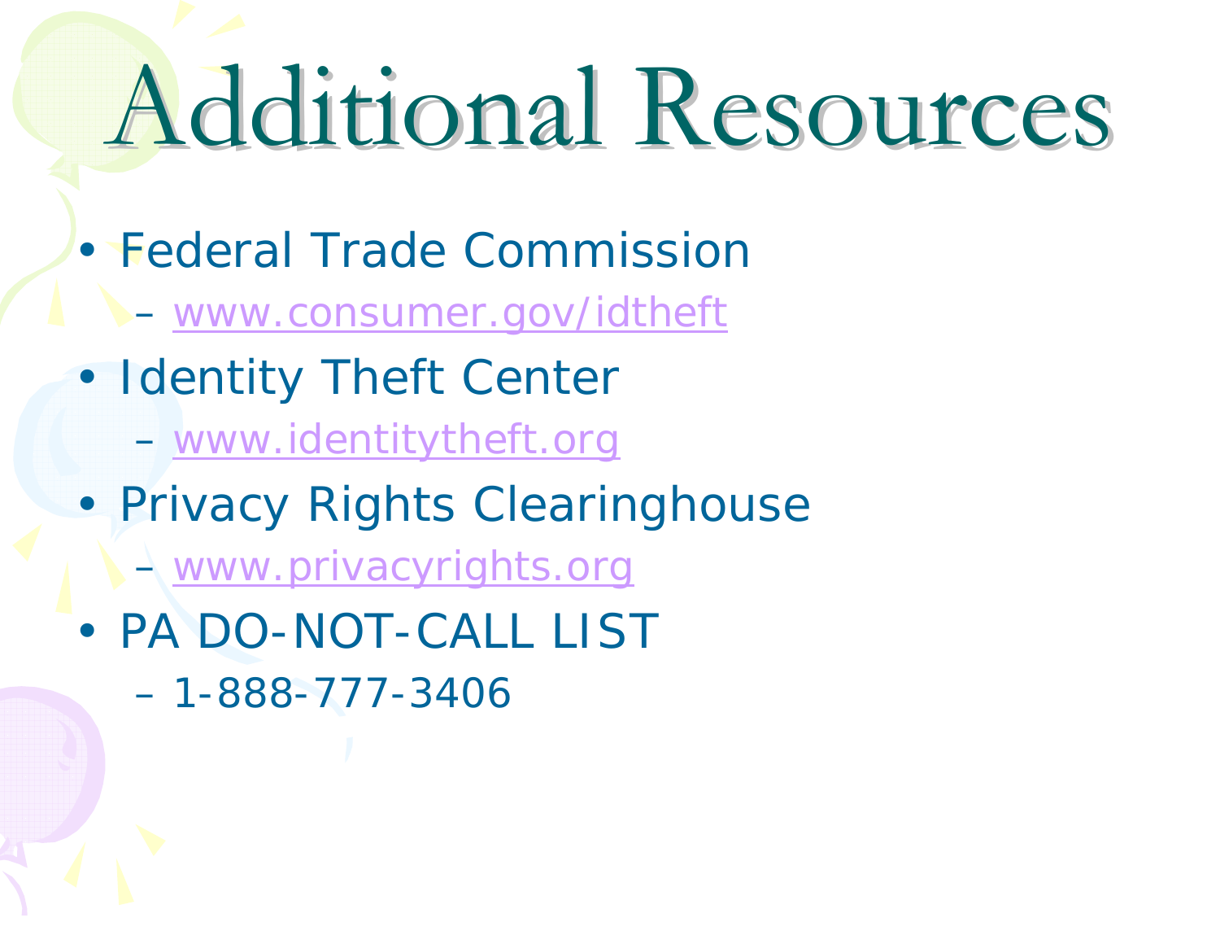# Additional Resources

- Federal Trade Commission
  - www.consumer.gov/idtheft
- Identity Theft Center
  - www.identitytheft.org
- Privacy Rights Clearinghouse
  - www.privacyrights.org
- PA DO-NOT-CALL LIST
  - 1-888-777-3406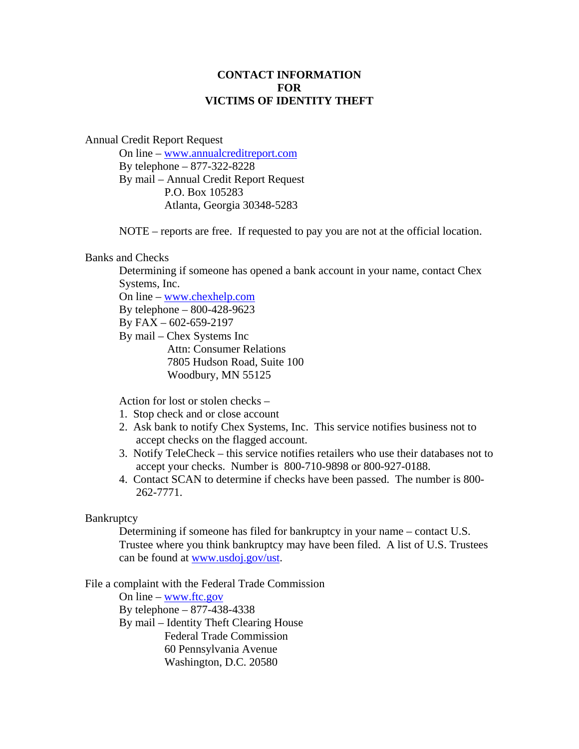# CONTACT INFORMATION FOR VICTIMS OF IDENTITY THEFT

Annual Credit Report Request

On line – www.annualcreditreport.com
By telephone – 877-322-8228
By mail – Annual Credit Report Request
P.O. Box 105283
Atlanta, Georgia 30348-5283

NOTE – reports are free. If requested to pay you are not at the official location.

Banks and Checks

Determining if someone has opened a bank account in your name, contact Chex Systems, Inc.
On line – www.chexhelp.com
By telephone – 800-428-9623
By FAX – 602-659-2197
By mail – Chex Systems Inc
Attn: Consumer Relations
7805 Hudson Road, Suite 100
Woodbury, MN 55125

Action for lost or stolen checks –

1. Stop check and or close account
2. Ask bank to notify Chex Systems, Inc. This service notifies business not to accept checks on the flagged account.
3. Notify TeleCheck – this service notifies retailers who use their databases not to accept your checks. Number is 800-710-9898 or 800-927-0188.
4. Contact SCAN to determine if checks have been passed. The number is 800-262-7771.

Bankruptcy

Determining if someone has filed for bankruptcy in your name – contact U.S. Trustee where you think bankruptcy may have been filed. A list of U.S. Trustees can be found at www.usdoj.gov/ust.

File a complaint with the Federal Trade Commission

On line – www.ftc.gov
By telephone – 877-438-4338
By mail – Identity Theft Clearing House
Federal Trade Commission
60 Pennsylvania Avenue
Washington, D.C. 20580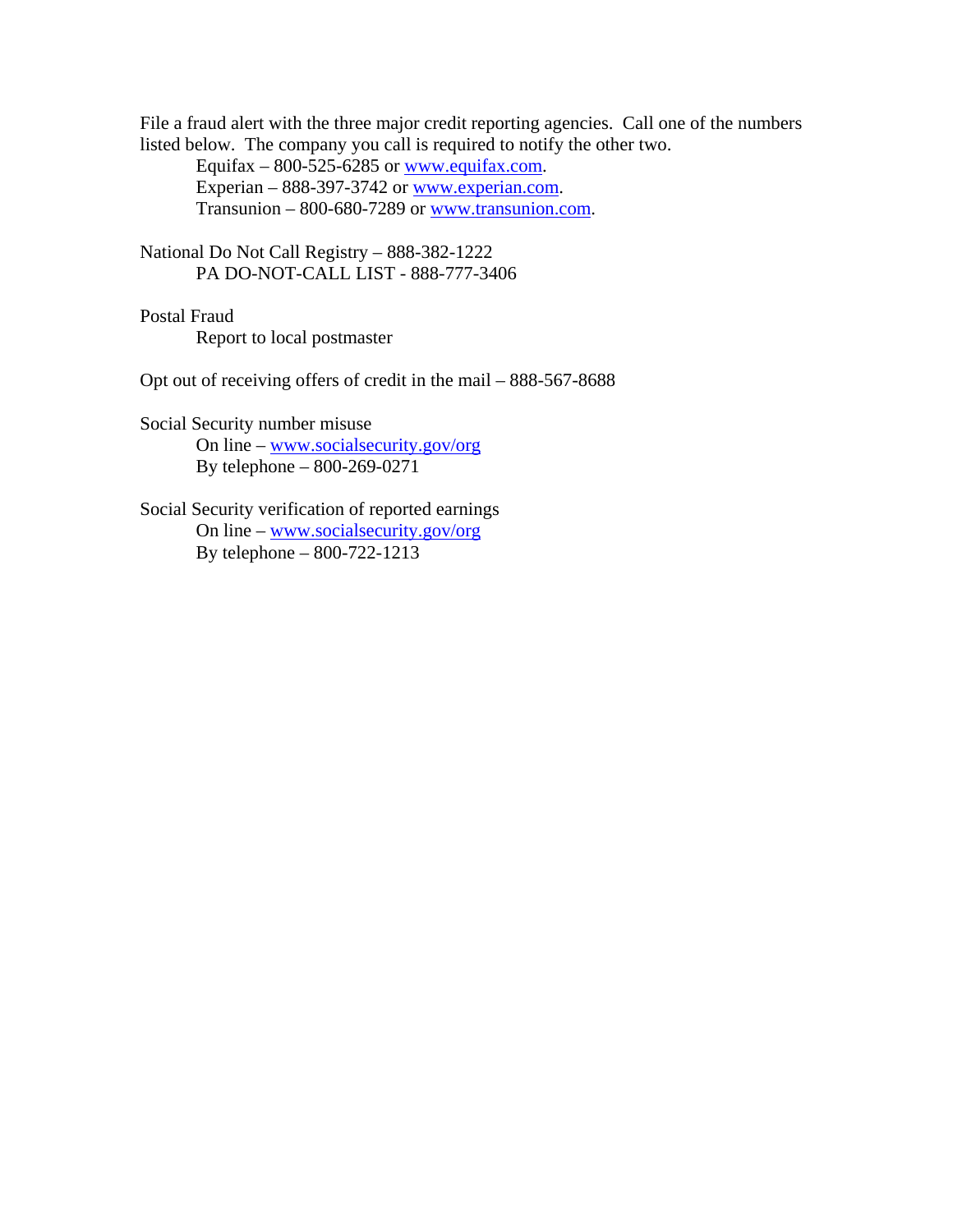File a fraud alert with the three major credit reporting agencies. Call one of the numbers listed below. The company you call is required to notify the other two.

- Equifax – 800-525-6285 or www.equifax.com.
- Experian – 888-397-3742 or www.experian.com.
- Transunion – 800-680-7289 or www.transunion.com.

National Do Not Call Registry – 888-382-1222

- PA DO-NOT-CALL LIST - 888-777-3406

Postal Fraud

- Report to local postmaster

Opt out of receiving offers of credit in the mail – 888-567-8688

Social Security number misuse

- On line – www.socialsecurity.gov/org
- By telephone – 800-269-0271

Social Security verification of reported earnings

- On line – www.socialsecurity.gov/org
- By telephone – 800-722-1213